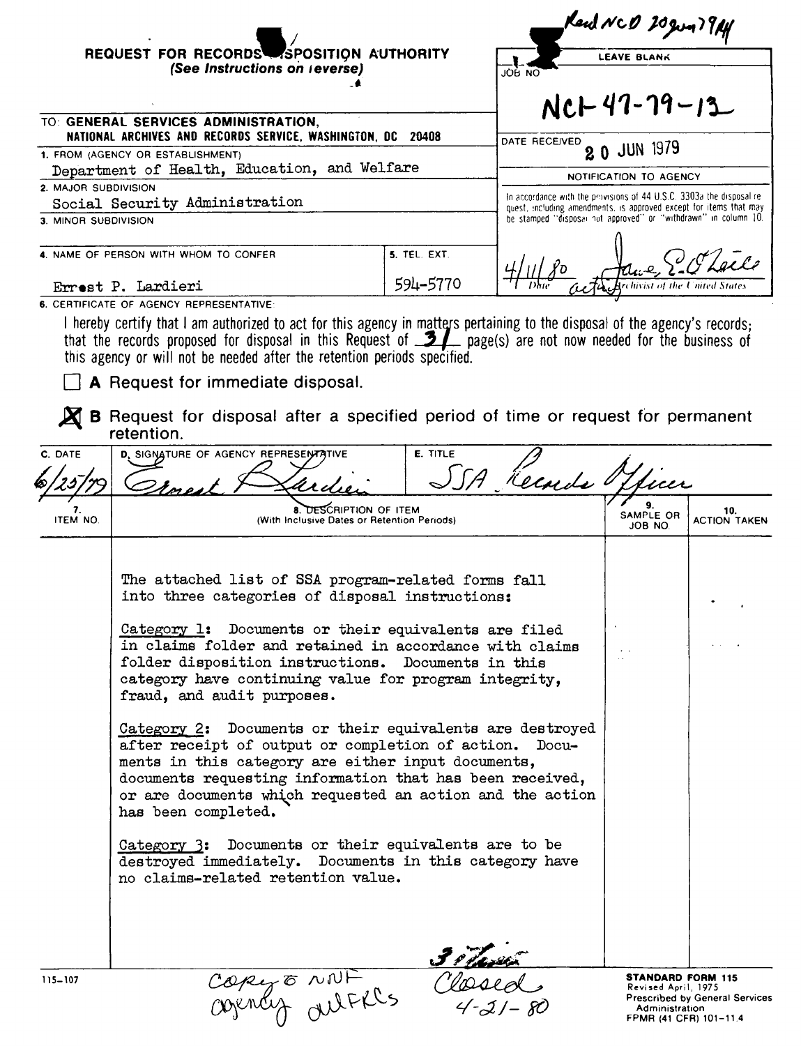Recd NCD 20 Jun 79 AH

**REQUEST FOR RECORDS DISPOSITION AUTHORITY**
*(See Instructions on reverse)*

| LEAVE BLANK |
|---|
| JOB NO: NC1-47-79-13 |
| DATE RECEIVED: 20 JUN 1979 |
| NOTIFICATION TO AGENCY |
| In accordance with the provisions of 44 U.S.C. 3303a the disposal request, including amendments, is approved except for items that may be stamped "disposal not approved" or "withdrawn" in column 10. |
| 4/11/80 — Date; [signature] acting Archivist of the United States |

TO: **GENERAL SERVICES ADMINISTRATION, NATIONAL ARCHIVES AND RECORDS SERVICE, WASHINGTON, DC 20408**

1. FROM (AGENCY OR ESTABLISHMENT): Department of Health, Education, and Welfare
2. MAJOR SUBDIVISION: Social Security Administration
3. MINOR SUBDIVISION:
4. NAME OF PERSON WITH WHOM TO CONFER: Ernest P. Lardieri
5. TEL. EXT.: 594-5770

6. CERTIFICATE OF AGENCY REPRESENTATIVE:

I hereby certify that I am authorized to act for this agency in matters pertaining to the disposal of the agency's records; that the records proposed for disposal in this Request of 31 page(s) are not now needed for the business of this agency or will not be needed after the retention periods specified.

☐ **A** Request for immediate disposal.

☒ **B** Request for disposal after a specified period of time or request for permanent retention.

| C. DATE | D. SIGNATURE OF AGENCY REPRESENTATIVE | E. TITLE |
|---|---|---|
| 6/25/79 | Ernest P. Lardieri | SSA Records Officer |

| 7. ITEM NO. | 8. DESCRIPTION OF ITEM (With Inclusive Dates or Retention Periods) | 9. SAMPLE OR JOB NO. | 10. ACTION TAKEN |
|---|---|---|---|
| | The attached list of SSA program-related forms fall into three categories of disposal instructions:<br><br>Category 1: Documents or their equivalents are filed in claims folder and retained in accordance with claims folder disposition instructions. Documents in this category have continuing value for program integrity, fraud, and audit purposes.<br><br>Category 2: Documents or their equivalents are destroyed after receipt of output or completion of action. Documents in this category are either input documents, documents requesting information that has been received, or are documents which requested an action and the action has been completed.<br><br>Category 3: Documents or their equivalents are to be destroyed immediately. Documents in this category have no claims-related retention value. | | |

115-107

Copy to NNF agency all FRCs

Closed 4-21-80

**STANDARD FORM 115**
Revised April, 1975
Prescribed by General Services Administration
FPMR (41 CFR) 101-11.4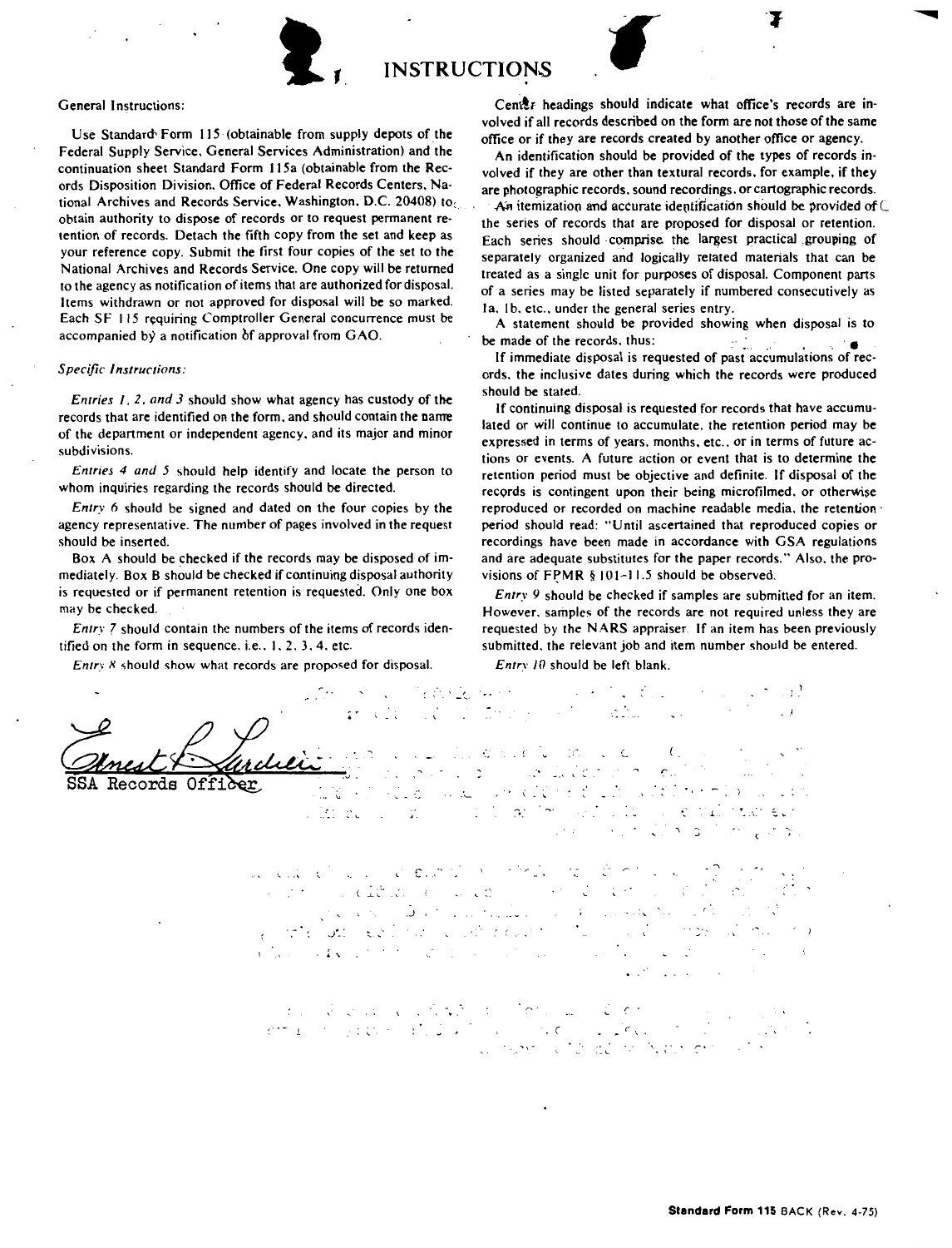# INSTRUCTIONS

General Instructions:

Use Standard Form 115 (obtainable from supply depots of the Federal Supply Service, General Services Administration) and the continuation sheet Standard Form 115a (obtainable from the Records Disposition Division, Office of Federal Records Centers, National Archives and Records Service, Washington, D.C. 20408) to obtain authority to dispose of records or to request permanent retention of records. Detach the fifth copy from the set and keep as your reference copy. Submit the first four copies of the set to the National Archives and Records Service. One copy will be returned to the agency as notification of items that are authorized for disposal. Items withdrawn or not approved for disposal will be so marked. Each SF 115 requiring Comptroller General concurrence must be accompanied by a notification of approval from GAO.

*Specific Instructions:*

*Entries 1, 2, and 3* should show what agency has custody of the records that are identified on the form, and should contain the name of the department or independent agency, and its major and minor subdivisions.

*Entries 4 and 5* should help identify and locate the person to whom inquiries regarding the records should be directed.

*Entry 6* should be signed and dated on the four copies by the agency representative. The number of pages involved in the request should be inserted.

Box A should be checked if the records may be disposed of immediately. Box B should be checked if continuing disposal authority is requested or if permanent retention is requested. Only one box may be checked.

*Entry 7* should contain the numbers of the items of records identified on the form in sequence, i.e., 1, 2, 3, 4, etc.

*Entry 8* should show what records are proposed for disposal.

Center headings should indicate what office's records are involved if all records described on the form are not those of the same office or if they are records created by another office or agency.

An identification should be provided of the types of records involved if they are other than textural records, for example, if they are photographic records, sound recordings, or cartographic records.

An itemization and accurate identification should be provided of the series of records that are proposed for disposal or retention. Each series should comprise the largest practical grouping of separately organized and logically related materials that can be treated as a single unit for purposes of disposal. Component parts of a series may be listed separately if numbered consecutively as 1a, 1b, etc., under the general series entry.

A statement should be provided showing when disposal is to be made of the records, thus:

If immediate disposal is requested of past accumulations of records, the inclusive dates during which the records were produced should be stated.

If continuing disposal is requested for records that have accumulated or will continue to accumulate, the retention period may be expressed in terms of years, months, etc., or in terms of future actions or events. A future action or event that is to determine the retention period must be objective and definite. If disposal of the records is contingent upon their being microfilmed, or otherwise reproduced or recorded on machine readable media, the retention period should read: "Until ascertained that reproduced copies or recordings have been made in accordance with GSA regulations and are adequate substitutes for the paper records." Also, the provisions of FPMR § 101-11.5 should be observed.

*Entry 9* should be checked if samples are submitted for an item. However, samples of the records are not required unless they are requested by the NARS appraiser. If an item has been previously submitted, the relevant job and item number should be entered.

*Entry 10* should be left blank.

Ernest P. Lardieri
SSA Records Officer

**Standard Form 115** BACK (Rev. 4-75)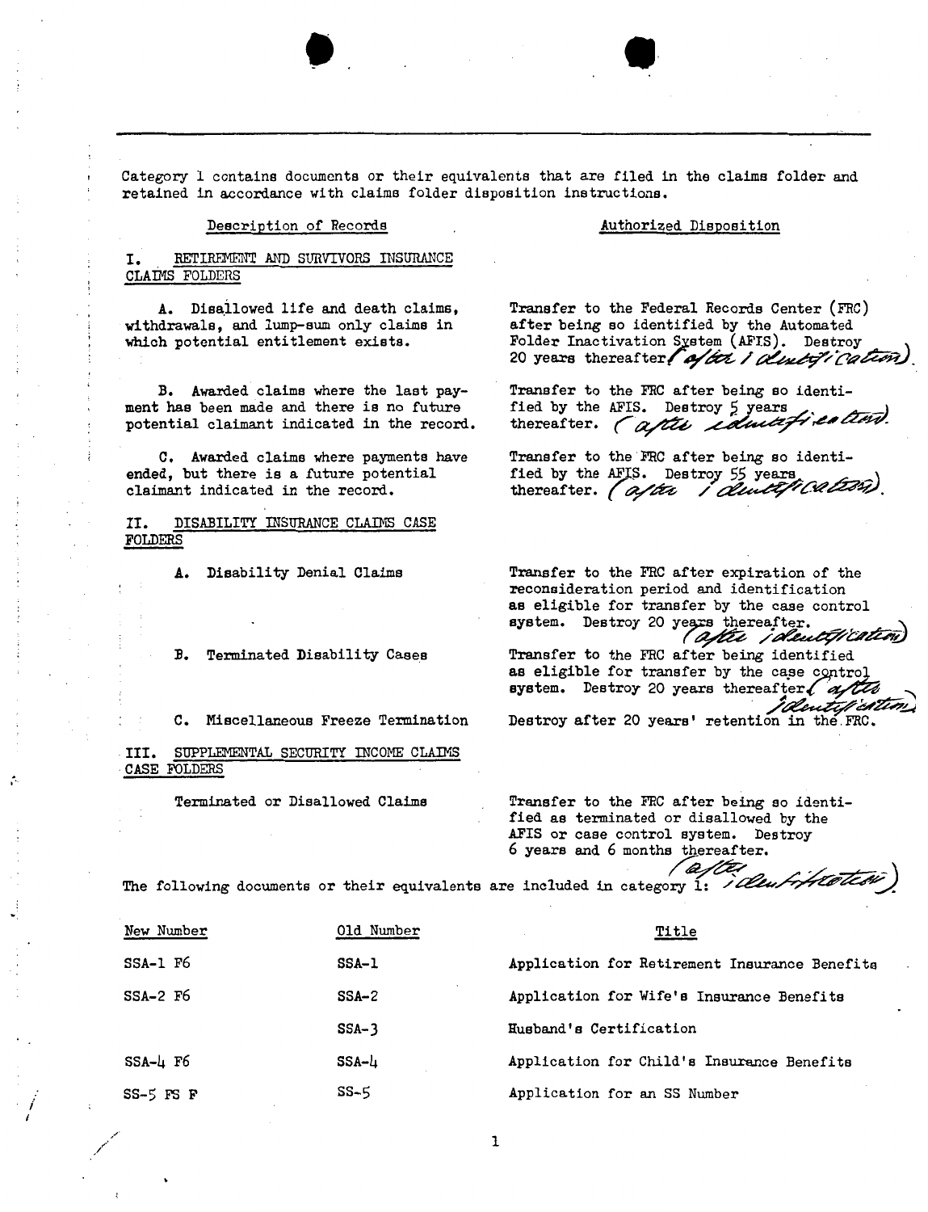Category 1 contains documents or their equivalents that are filed in the claims folder and retained in accordance with claims folder disposition instructions.

| Description of Records | Authorized Disposition |
|---|---|
| **I. RETIREMENT AND SURVIVORS INSURANCE CLAIMS FOLDERS** | |
| A. Disallowed life and death claims, withdrawals, and lump-sum only claims in which potential entitlement exists. | Transfer to the Federal Records Center (FRC) after being so identified by the Automated Folder Inactivation System (AFIS). Destroy 20 years thereafter (after identification). |
| B. Awarded claims where the last payment has been made and there is no future potential claimant indicated in the record. | Transfer to the FRC after being so identified by the AFIS. Destroy 5 years thereafter. (after identification). |
| C. Awarded claims where payments have ended, but there is a future potential claimant indicated in the record. | Transfer to the FRC after being so identified by the AFIS. Destroy 55 years thereafter. (after identification). |
| **II. DISABILITY INSURANCE CLAIMS CASE FOLDERS** | |
| A. Disability Denial Claims | Transfer to the FRC after expiration of the reconsideration period and identification as eligible for transfer by the case control system. Destroy 20 years thereafter. (after identification) |
| B. Terminated Disability Cases | Transfer to the FRC after being identified as eligible for transfer by the case control system. Destroy 20 years thereafter (after identification) |
| C. Miscellaneous Freeze Termination | Destroy after 20 years' retention in the FRC. |
| **III. SUPPLEMENTAL SECURITY INCOME CLAIMS CASE FOLDERS** | |
| Terminated or Disallowed Claims | Transfer to the FRC after being so identified as terminated or disallowed by the AFIS or case control system. Destroy 6 years and 6 months thereafter. (after identification) |

The following documents or their equivalents are included in category 1:

| New Number | Old Number | Title |
|---|---|---|
| SSA-1 F6 | SSA-1 | Application for Retirement Insurance Benefits |
| SSA-2 F6 | SSA-2 | Application for Wife's Insurance Benefits |
| | SSA-3 | Husband's Certification |
| SSA-4 F6 | SSA-4 | Application for Child's Insurance Benefits |
| SS-5 FS F | SS-5 | Application for an SS Number |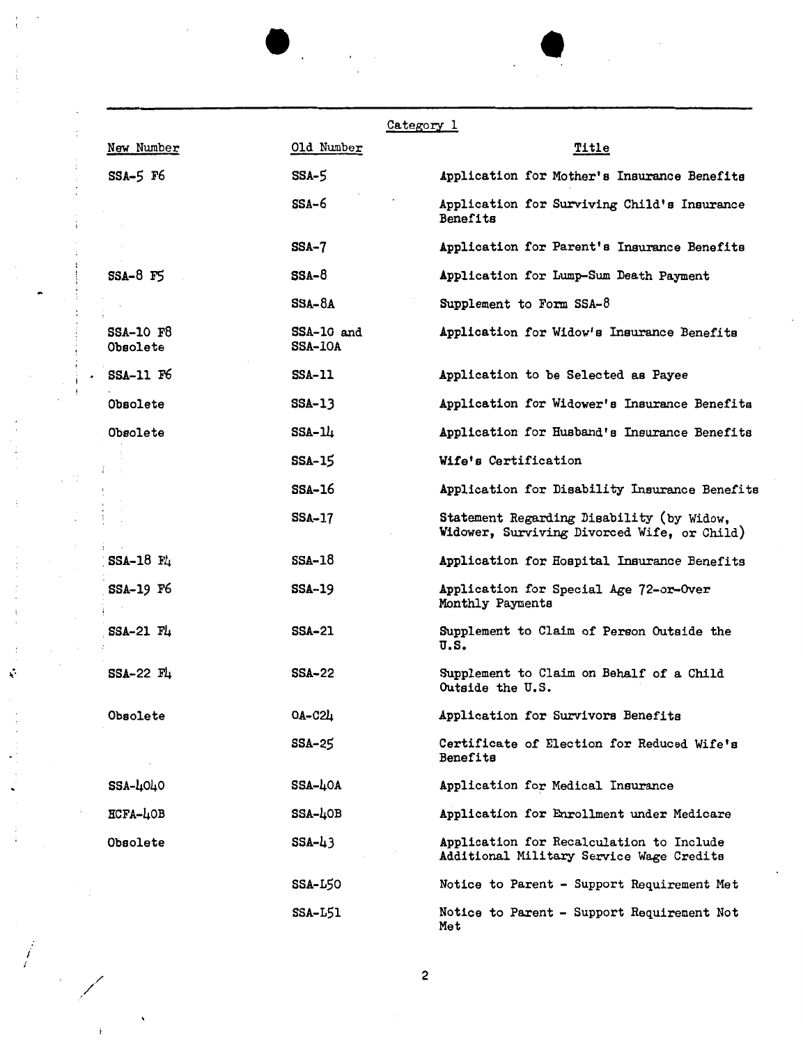Category 1

| New Number | Old Number | Title |
|---|---|---|
| SSA-5 F6 | SSA-5 | Application for Mother's Insurance Benefits |
| | SSA-6 | Application for Surviving Child's Insurance Benefits |
| | SSA-7 | Application for Parent's Insurance Benefits |
| SSA-8 F5 | SSA-8 | Application for Lump-Sum Death Payment |
| | SSA-8A | Supplement to Form SSA-8 |
| SSA-10 F8 Obsolete | SSA-10 and SSA-10A | Application for Widow's Insurance Benefits |
| SSA-11 F6 | SSA-11 | Application to be Selected as Payee |
| Obsolete | SSA-13 | Application for Widower's Insurance Benefits |
| Obsolete | SSA-14 | Application for Husband's Insurance Benefits |
| | SSA-15 | Wife's Certification |
| | SSA-16 | Application for Disability Insurance Benefits |
| | SSA-17 | Statement Regarding Disability (by Widow, Widower, Surviving Divorced Wife, or Child) |
| SSA-18 F4 | SSA-18 | Application for Hospital Insurance Benefits |
| SSA-19 F6 | SSA-19 | Application for Special Age 72-or-Over Monthly Payments |
| SSA-21 F4 | SSA-21 | Supplement to Claim of Person Outside the U.S. |
| SSA-22 F4 | SSA-22 | Supplement to Claim on Behalf of a Child Outside the U.S. |
| Obsolete | OA-C24 | Application for Survivors Benefits |
| | SSA-25 | Certificate of Election for Reduced Wife's Benefits |
| SSA-4040 | SSA-40A | Application for Medical Insurance |
| HCFA-40B | SSA-40B | Application for Enrollment under Medicare |
| Obsolete | SSA-43 | Application for Recalculation to Include Additional Military Service Wage Credits |
| | SSA-L50 | Notice to Parent - Support Requirement Met |
| | SSA-L51 | Notice to Parent - Support Requirement Not Met |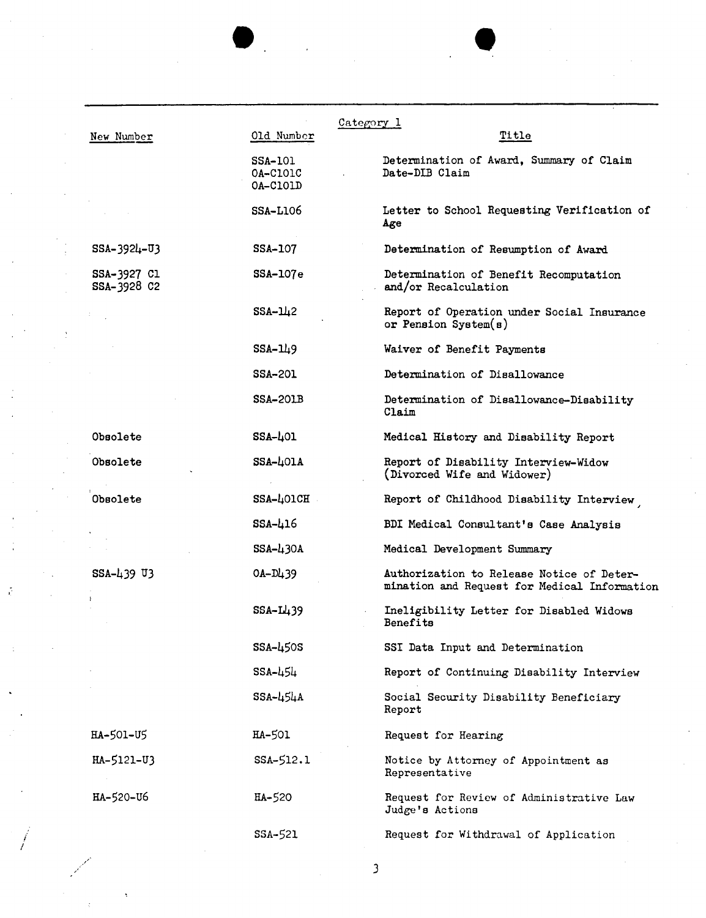Category 1

| New Number | Old Number | Title |
|---|---|---|
| | SSA-101<br>OA-C101C<br>OA-C101D | Determination of Award, Summary of Claim Date-DIB Claim |
| | SSA-L106 | Letter to School Requesting Verification of Age |
| SSA-3924-U3 | SSA-107 | Determination of Resumption of Award |
| SSA-3927 C1<br>SSA-3928 C2 | SSA-107e | Determination of Benefit Recomputation and/or Recalculation |
| | SSA-142 | Report of Operation under Social Insurance or Pension System(s) |
| | SSA-149 | Waiver of Benefit Payments |
| | SSA-201 | Determination of Disallowance |
| | SSA-201B | Determination of Disallowance-Disability Claim |
| Obsolete | SSA-401 | Medical History and Disability Report |
| Obsolete | SSA-401A | Report of Disability Interview-Widow (Divorced Wife and Widower) |
| Obsolete | SSA-401CH | Report of Childhood Disability Interview |
| | SSA-416 | BDI Medical Consultant's Case Analysis |
| | SSA-430A | Medical Development Summary |
| SSA-439 U3 | OA-D439 | Authorization to Release Notice of Determination and Request for Medical Information |
| | SSA-L439 | Ineligibility Letter for Disabled Widows Benefits |
| | SSA-450S | SSI Data Input and Determination |
| | SSA-454 | Report of Continuing Disability Interview |
| | SSA-454A | Social Security Disability Beneficiary Report |
| HA-501-U5 | HA-501 | Request for Hearing |
| HA-5121-U3 | SSA-512.1 | Notice by Attorney of Appointment as Representative |
| HA-520-U6 | HA-520 | Request for Review of Administrative Law Judge's Actions |
| | SSA-521 | Request for Withdrawal of Application |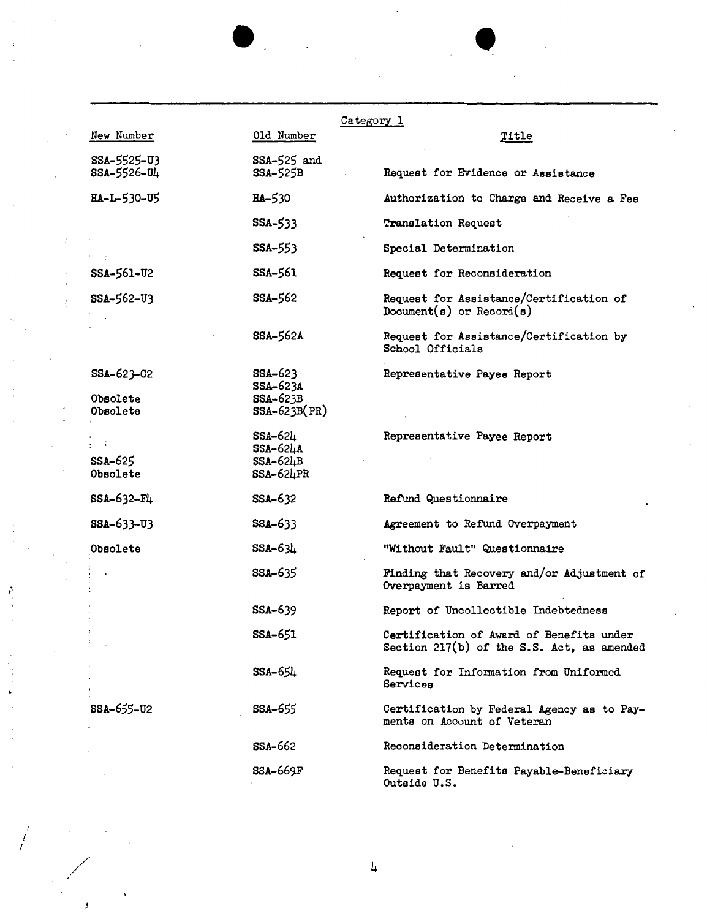Category 1

| New Number | Old Number | Title |
|---|---|---|
| SSA-5525-U3<br>SSA-5526-U4 | SSA-525 and<br>SSA-525B | Request for Evidence or Assistance |
| HA-L-530-U5 | HA-530 | Authorization to Charge and Receive a Fee |
| | SSA-533 | Translation Request |
| | SSA-553 | Special Determination |
| SSA-561-U2 | SSA-561 | Request for Reconsideration |
| SSA-562-U3 | SSA-562 | Request for Assistance/Certification of Document(s) or Record(s) |
| | SSA-562A | Request for Assistance/Certification by School Officials |
| SSA-623-C2 | SSA-623 | Representative Payee Report |
| | SSA-623A | |
| Obsolete | SSA-623B | |
| Obsolete | SSA-623B(PR) | |
| | SSA-624 | Representative Payee Report |
| | SSA-624A | |
| SSA-625 | SSA-624B | |
| Obsolete | SSA-624PR | |
| SSA-632-F4 | SSA-632 | Refund Questionnaire |
| SSA-633-U3 | SSA-633 | Agreement to Refund Overpayment |
| Obsolete | SSA-634 | "Without Fault" Questionnaire |
| | SSA-635 | Finding that Recovery and/or Adjustment of Overpayment is Barred |
| | SSA-639 | Report of Uncollectible Indebtedness |
| | SSA-651 | Certification of Award of Benefits under Section 217(b) of the S.S. Act, as amended |
| | SSA-654 | Request for Information from Uniformed Services |
| SSA-655-U2 | SSA-655 | Certification by Federal Agency as to Payments on Account of Veteran |
| | SSA-662 | Reconsideration Determination |
| | SSA-669F | Request for Benefits Payable-Beneficiary Outside U.S. |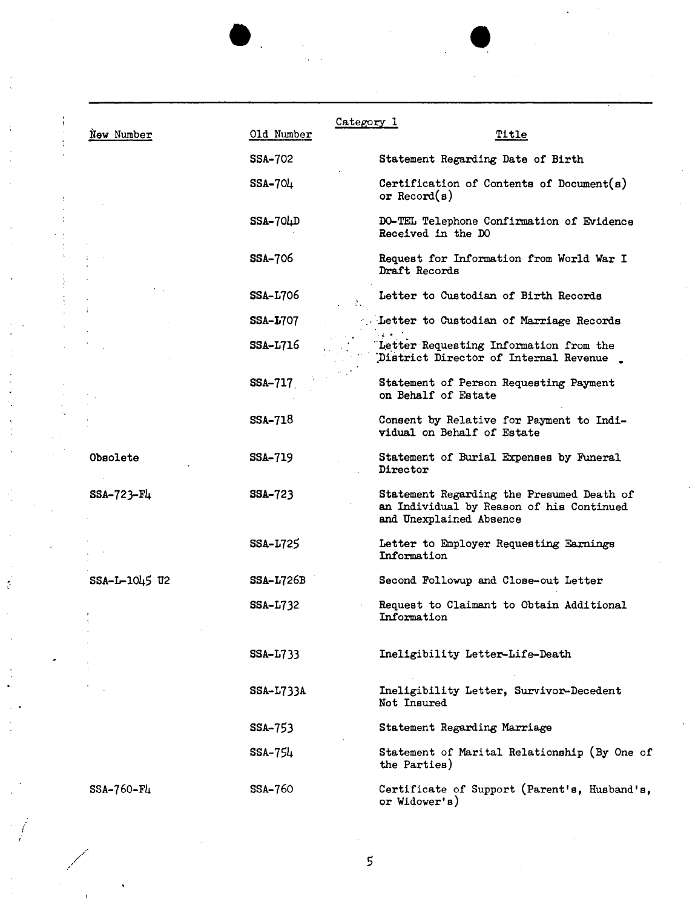Category 1

| New Number | Old Number | Title |
|---|---|---|
| | SSA-702 | Statement Regarding Date of Birth |
| | SSA-704 | Certification of Contents of Document(s) or Record(s) |
| | SSA-704D | DO-TEL Telephone Confirmation of Evidence Received in the DO |
| | SSA-706 | Request for Information from World War I Draft Records |
| | SSA-L706 | Letter to Custodian of Birth Records |
| | SSA-L707 | Letter to Custodian of Marriage Records |
| | SSA-L716 | Letter Requesting Information from the District Director of Internal Revenue |
| | SSA-717 | Statement of Person Requesting Payment on Behalf of Estate |
| | SSA-718 | Consent by Relative for Payment to Individual on Behalf of Estate |
| Obsolete | SSA-719 | Statement of Burial Expenses by Funeral Director |
| SSA-723-F4 | SSA-723 | Statement Regarding the Presumed Death of an Individual by Reason of his Continued and Unexplained Absence |
| | SSA-L725 | Letter to Employer Requesting Earnings Information |
| SSA-L-1045 U2 | SSA-L726B | Second Followup and Close-out Letter |
| | SSA-L732 | Request to Claimant to Obtain Additional Information |
| | SSA-L733 | Ineligibility Letter-Life-Death |
| | SSA-L733A | Ineligibility Letter, Survivor-Decedent Not Insured |
| | SSA-753 | Statement Regarding Marriage |
| | SSA-754 | Statement of Marital Relationship (By One of the Parties) |
| SSA-760-F4 | SSA-760 | Certificate of Support (Parent's, Husband's, or Widower's) |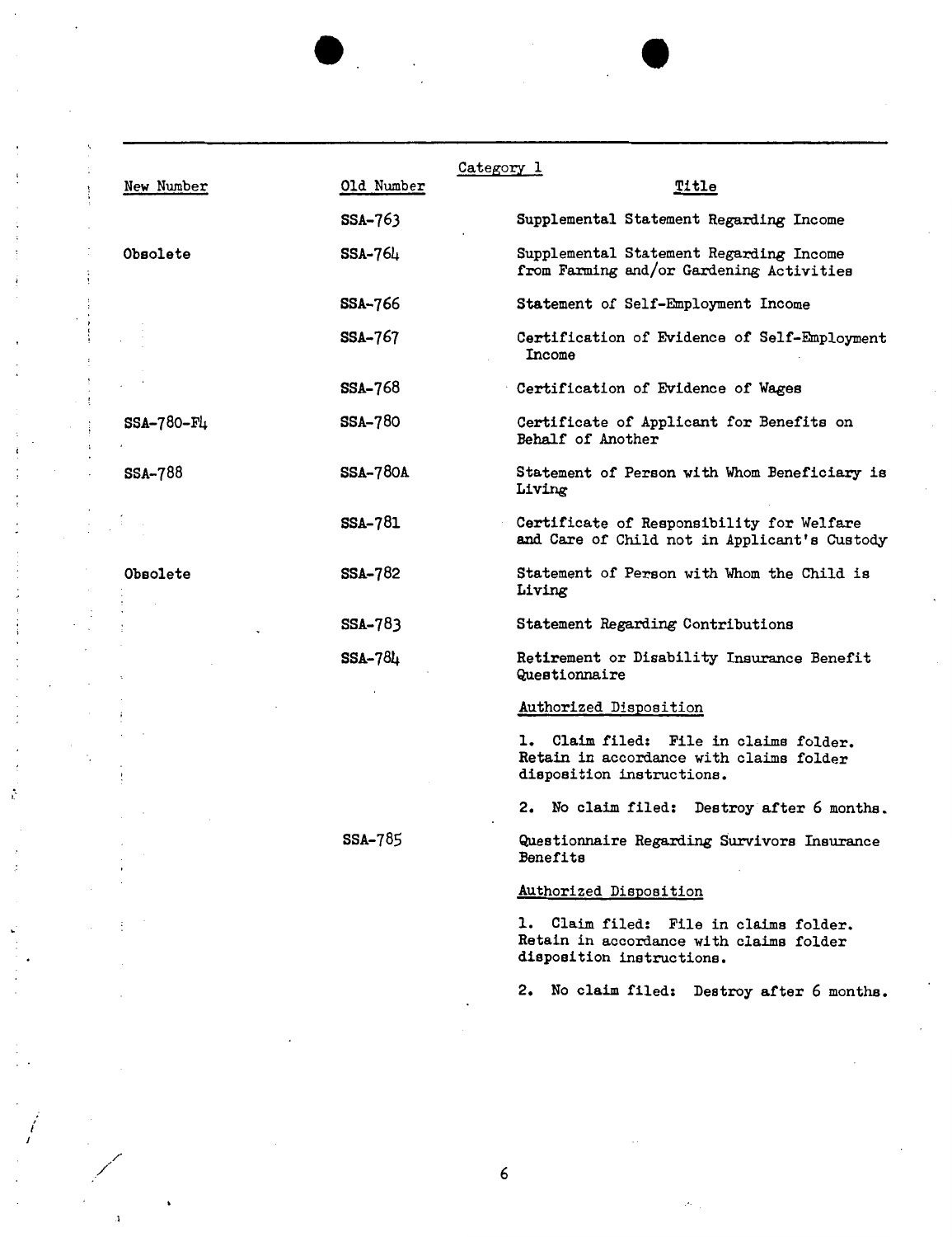Category 1

| New Number | Old Number | Title |
|---|---|---|
| | SSA-763 | Supplemental Statement Regarding Income |
| Obsolete | SSA-764 | Supplemental Statement Regarding Income from Farming and/or Gardening Activities |
| | SSA-766 | Statement of Self-Employment Income |
| | SSA-767 | Certification of Evidence of Self-Employment Income |
| | SSA-768 | Certification of Evidence of Wages |
| SSA-780-F4 | SSA-780 | Certificate of Applicant for Benefits on Behalf of Another |
| SSA-788 | SSA-780A | Statement of Person with Whom Beneficiary is Living |
| | SSA-781 | Certificate of Responsibility for Welfare and Care of Child not in Applicant's Custody |
| Obsolete | SSA-782 | Statement of Person with Whom the Child is Living |
| | SSA-783 | Statement Regarding Contributions |
| | SSA-784 | Retirement or Disability Insurance Benefit Questionnaire |

Authorized Disposition

1. Claim filed: File in claims folder. Retain in accordance with claims folder disposition instructions.

2. No claim filed: Destroy after 6 months.

| New Number | Old Number | Title |
|---|---|---|
| | SSA-785 | Questionnaire Regarding Survivors Insurance Benefits |

Authorized Disposition

1. Claim filed: File in claims folder. Retain in accordance with claims folder disposition instructions.

2. No claim filed: Destroy after 6 months.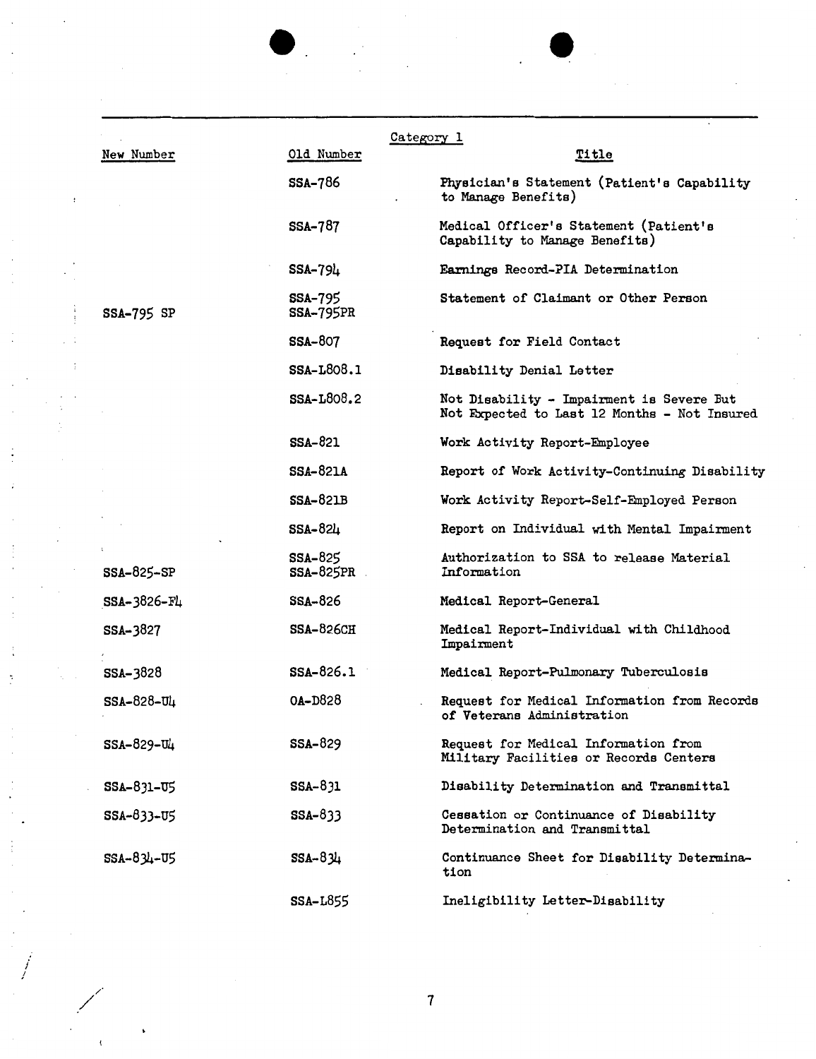Category 1

| New Number | Old Number | Title |
|---|---|---|
| | SSA-786 | Physician's Statement (Patient's Capability to Manage Benefits) |
| | SSA-787 | Medical Officer's Statement (Patient's Capability to Manage Benefits) |
| | SSA-794 | Earnings Record-PIA Determination |
| SSA-795 SP | SSA-795<br>SSA-795PR | Statement of Claimant or Other Person |
| | SSA-807 | Request for Field Contact |
| | SSA-L808.1 | Disability Denial Letter |
| | SSA-L808.2 | Not Disability - Impairment is Severe But Not Expected to Last 12 Months - Not Insured |
| | SSA-821 | Work Activity Report-Employee |
| | SSA-821A | Report of Work Activity-Continuing Disability |
| | SSA-821B | Work Activity Report-Self-Employed Person |
| | SSA-824 | Report on Individual with Mental Impairment |
| SSA-825-SP | SSA-825<br>SSA-825PR | Authorization to SSA to release Material Information |
| SSA-3826-F4 | SSA-826 | Medical Report-General |
| SSA-3827 | SSA-826CH | Medical Report-Individual with Childhood Impairment |
| SSA-3828 | SSA-826.1 | Medical Report-Pulmonary Tuberculosis |
| SSA-828-U4 | OA-D828 | Request for Medical Information from Records of Veterans Administration |
| SSA-829-U4 | SSA-829 | Request for Medical Information from Military Facilities or Records Centers |
| SSA-831-U5 | SSA-831 | Disability Determination and Transmittal |
| SSA-833-U5 | SSA-833 | Cessation or Continuance of Disability Determination and Transmittal |
| SSA-834-U5 | SSA-834 | Continuance Sheet for Disability Determination |
| | SSA-L855 | Ineligibility Letter-Disability |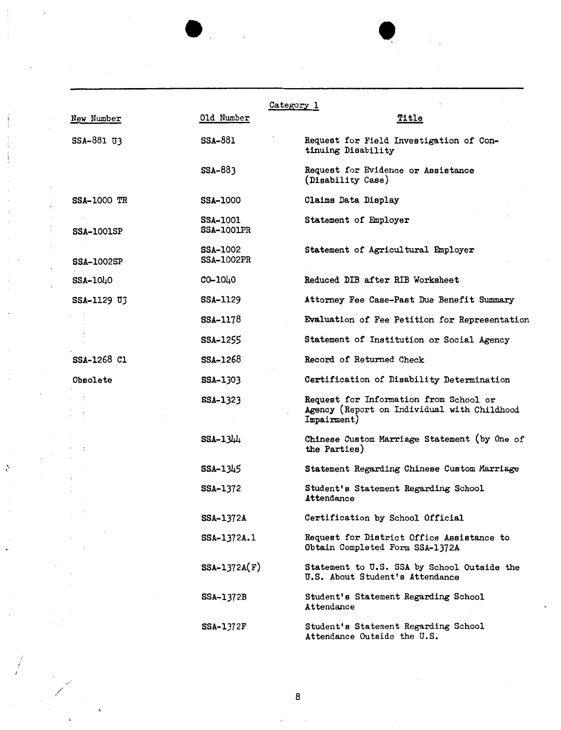Category 1

| New Number | Old Number | Title |
|---|---|---|
| SSA-881 U3 | SSA-881 | Request for Field Investigation of Continuing Disability |
| | SSA-883 | Request for Evidence or Assistance (Disability Case) |
| SSA-1000 TR | SSA-1000 | Claims Data Display |
| SSA-1001SP | SSA-1001<br>SSA-1001PR | Statement of Employer |
| SSA-1002SP | SSA-1002<br>SSA-1002PR | Statement of Agricultural Employer |
| SSA-1040 | CO-1040 | Reduced DIB after RIB Worksheet |
| SSA-1129 U3 | SSA-1129 | Attorney Fee Case-Past Due Benefit Summary |
| | SSA-1178 | Evaluation of Fee Petition for Representation |
| | SSA-1255 | Statement of Institution or Social Agency |
| SSA-1268 C1 | SSA-1268 | Record of Returned Check |
| Obsolete | SSA-1303 | Certification of Disability Determination |
| | SSA-1323 | Request for Information from School or Agency (Report on Individual with Childhood Impairment) |
| | SSA-1344 | Chinese Custom Marriage Statement (by One of the Parties) |
| | SSA-1345 | Statement Regarding Chinese Custom Marriage |
| | SSA-1372 | Student's Statement Regarding School Attendance |
| | SSA-1372A | Certification by School Official |
| | SSA-1372A.1 | Request for District Office Assistance to Obtain Completed Form SSA-1372A |
| | SSA-1372A(F) | Statement to U.S. SSA by School Outside the U.S. About Student's Attendance |
| | SSA-1372B | Student's Statement Regarding School Attendance |
| | SSA-1372F | Student's Statement Regarding School Attendance Outside the U.S. |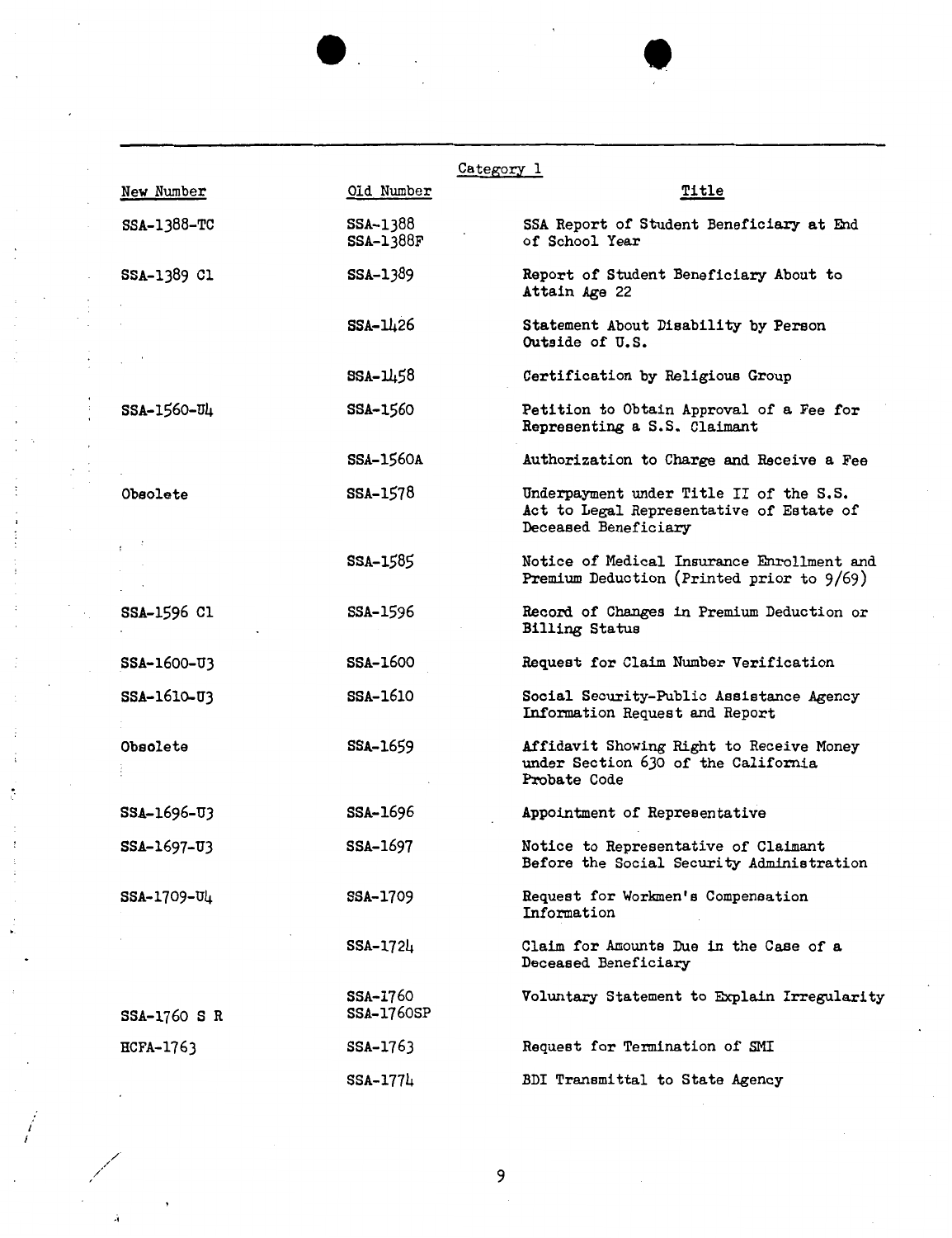Category 1

| New Number | Old Number | Title |
|---|---|---|
| SSA-1388-TC | SSA-1388<br>SSA-1388F | SSA Report of Student Beneficiary at End of School Year |
| SSA-1389 Cl | SSA-1389 | Report of Student Beneficiary About to Attain Age 22 |
| | SSA-1426 | Statement About Disability by Person Outside of U.S. |
| | SSA-1458 | Certification by Religious Group |
| SSA-1560-U4 | SSA-1560 | Petition to Obtain Approval of a Fee for Representing a S.S. Claimant |
| | SSA-1560A | Authorization to Charge and Receive a Fee |
| Obsolete | SSA-1578 | Underpayment under Title II of the S.S. Act to Legal Representative of Estate of Deceased Beneficiary |
| | SSA-1585 | Notice of Medical Insurance Enrollment and Premium Deduction (Printed prior to 9/69) |
| SSA-1596 Cl | SSA-1596 | Record of Changes in Premium Deduction or Billing Status |
| SSA-1600-U3 | SSA-1600 | Request for Claim Number Verification |
| SSA-1610-U3 | SSA-1610 | Social Security-Public Assistance Agency Information Request and Report |
| Obsolete | SSA-1659 | Affidavit Showing Right to Receive Money under Section 630 of the California Probate Code |
| SSA-1696-U3 | SSA-1696 | Appointment of Representative |
| SSA-1697-U3 | SSA-1697 | Notice to Representative of Claimant Before the Social Security Administration |
| SSA-1709-U4 | SSA-1709 | Request for Workmen's Compensation Information |
| | SSA-1724 | Claim for Amounts Due in the Case of a Deceased Beneficiary |
| SSA-1760 S R | SSA-1760<br>SSA-1760SP | Voluntary Statement to Explain Irregularity |
| HCFA-1763 | SSA-1763 | Request for Termination of SMI |
| | SSA-1774 | BDI Transmittal to State Agency |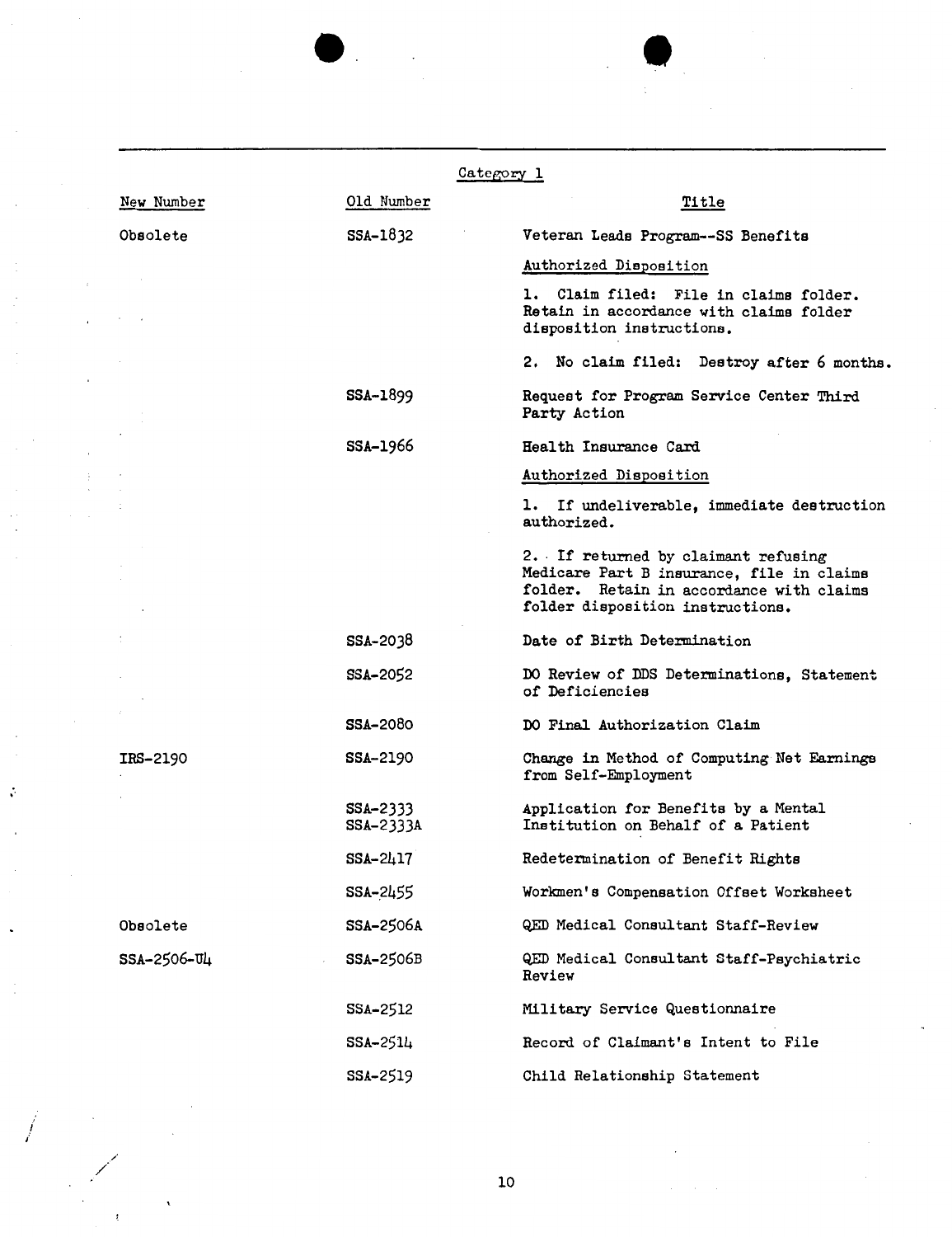Category 1

| New Number | Old Number | Title |
|---|---|---|
| Obsolete | SSA-1832 | Veteran Leads Program--SS Benefits<br><br>Authorized Disposition<br><br>1. Claim filed: File in claims folder. Retain in accordance with claims folder disposition instructions.<br><br>2. No claim filed: Destroy after 6 months. |
| | SSA-1899 | Request for Program Service Center Third Party Action |
| | SSA-1966 | Health Insurance Card<br><br>Authorized Disposition<br><br>1. If undeliverable, immediate destruction authorized.<br><br>2. If returned by claimant refusing Medicare Part B insurance, file in claims folder. Retain in accordance with claims folder disposition instructions. |
| | SSA-2038 | Date of Birth Determination |
| | SSA-2052 | DO Review of DDS Determinations, Statement of Deficiencies |
| | SSA-2080 | DO Final Authorization Claim |
| IRS-2190 | SSA-2190 | Change in Method of Computing Net Earnings from Self-Employment |
| | SSA-2333<br>SSA-2333A | Application for Benefits by a Mental Institution on Behalf of a Patient |
| | SSA-2417 | Redetermination of Benefit Rights |
| | SSA-2455 | Workmen's Compensation Offset Worksheet |
| Obsolete | SSA-2506A | QED Medical Consultant Staff-Review |
| SSA-2506-U4 | SSA-2506B | QED Medical Consultant Staff-Psychiatric Review |
| | SSA-2512 | Military Service Questionnaire |
| | SSA-2514 | Record of Claimant's Intent to File |
| | SSA-2519 | Child Relationship Statement |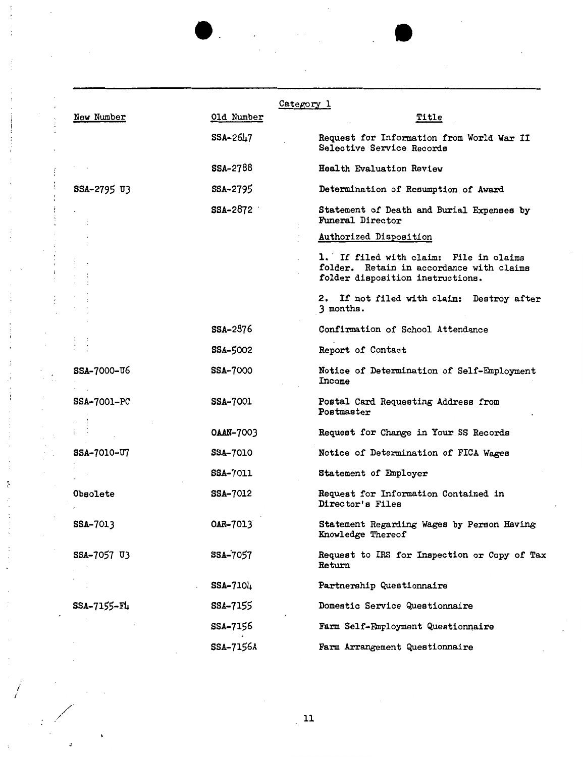Category 1

| New Number | Old Number | Title |
|---|---|---|
| | SSA-2647 | Request for Information from World War II Selective Service Records |
| | SSA-2788 | Health Evaluation Review |
| SSA-2795 U3 | SSA-2795 | Determination of Resumption of Award |
| | SSA-2872 | Statement of Death and Burial Expenses by Funeral Director<br><br>Authorized Disposition<br><br>1. If filed with claim: File in claims folder. Retain in accordance with claims folder disposition instructions.<br><br>2. If not filed with claim: Destroy after 3 months. |
| | SSA-2876 | Confirmation of School Attendance |
| | SSA-5002 | Report of Contact |
| SSA-7000-U6 | SSA-7000 | Notice of Determination of Self-Employment Income |
| SSA-7001-PC | SSA-7001 | Postal Card Requesting Address from Postmaster |
| | OAAN-7003 | Request for Change in Your SS Records |
| SSA-7010-U7 | SSA-7010 | Notice of Determination of FICA Wages |
| | SSA-7011 | Statement of Employer |
| Obsolete | SSA-7012 | Request for Information Contained in Director's Files |
| SSA-7013 | OAR-7013 | Statement Regarding Wages by Person Having Knowledge Thereof |
| SSA-7057 U3 | SSA-7057 | Request to IRS for Inspection or Copy of Tax Return |
| | SSA-7104 | Partnership Questionnaire |
| SSA-7155-F4 | SSA-7155 | Domestic Service Questionnaire |
| | SSA-7156 | Farm Self-Employment Questionnaire |
| | SSA-7156A | Farm Arrangement Questionnaire |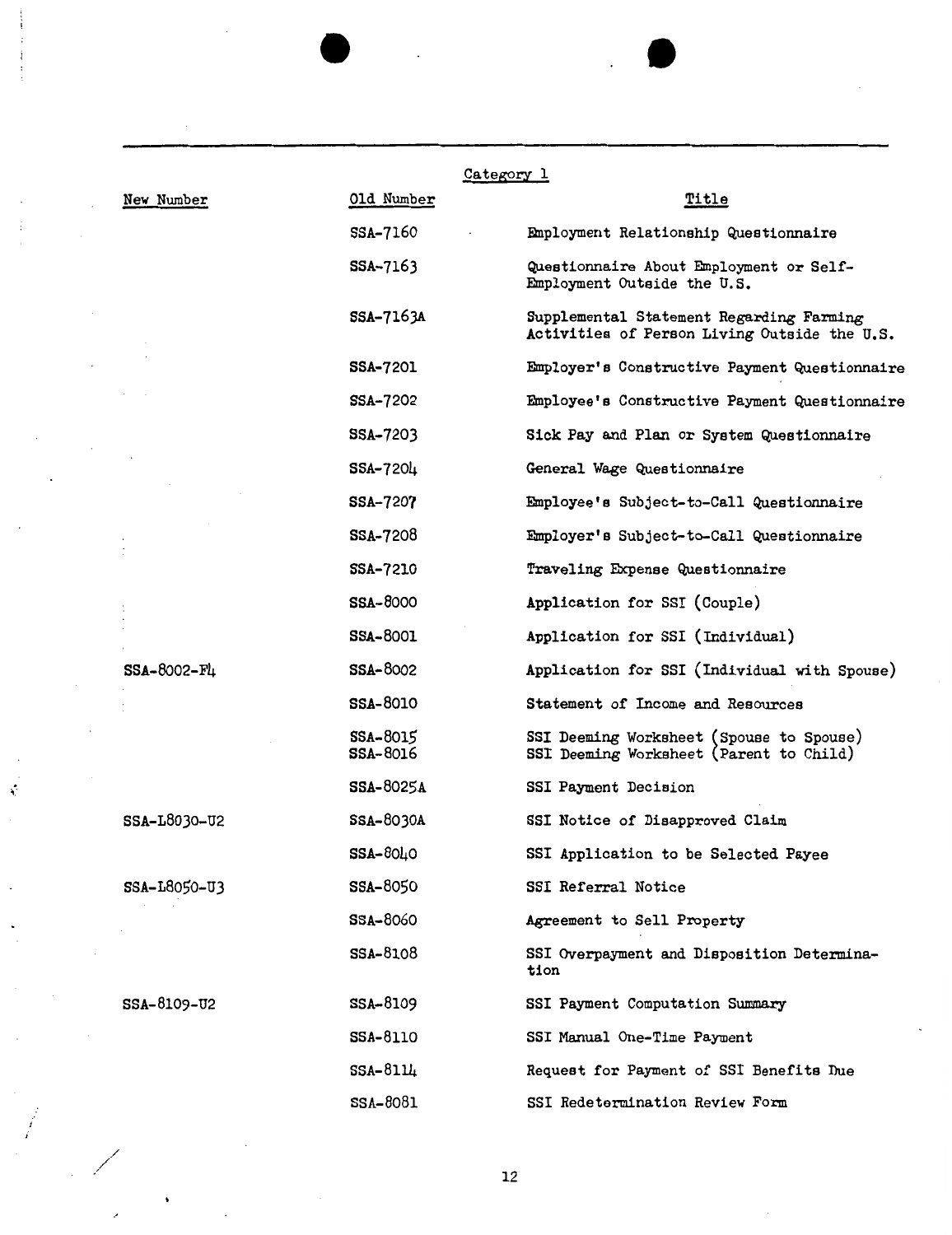Category 1

| New Number | Old Number | Title |
|---|---|---|
| | SSA-7160 | Employment Relationship Questionnaire |
| | SSA-7163 | Questionnaire About Employment or Self-Employment Outside the U.S. |
| | SSA-7163A | Supplemental Statement Regarding Farming Activities of Person Living Outside the U.S. |
| | SSA-7201 | Employer's Constructive Payment Questionnaire |
| | SSA-7202 | Employee's Constructive Payment Questionnaire |
| | SSA-7203 | Sick Pay and Plan or System Questionnaire |
| | SSA-7204 | General Wage Questionnaire |
| | SSA-7207 | Employee's Subject-to-Call Questionnaire |
| | SSA-7208 | Employer's Subject-to-Call Questionnaire |
| | SSA-7210 | Traveling Expense Questionnaire |
| | SSA-8000 | Application for SSI (Couple) |
| | SSA-8001 | Application for SSI (Individual) |
| SSA-8002-F4 | SSA-8002 | Application for SSI (Individual with Spouse) |
| | SSA-8010 | Statement of Income and Resources |
| | SSA-8015 | SSI Deeming Worksheet (Spouse to Spouse) |
| | SSA-8016 | SSI Deeming Worksheet (Parent to Child) |
| | SSA-8025A | SSI Payment Decision |
| SSA-L8030-U2 | SSA-8030A | SSI Notice of Disapproved Claim |
| | SSA-8040 | SSI Application to be Selected Payee |
| SSA-L8050-U3 | SSA-8050 | SSI Referral Notice |
| | SSA-8060 | Agreement to Sell Property |
| | SSA-8108 | SSI Overpayment and Disposition Determination |
| SSA-8109-U2 | SSA-8109 | SSI Payment Computation Summary |
| | SSA-8110 | SSI Manual One-Time Payment |
| | SSA-8114 | Request for Payment of SSI Benefits Due |
| | SSA-8081 | SSI Redetermination Review Form |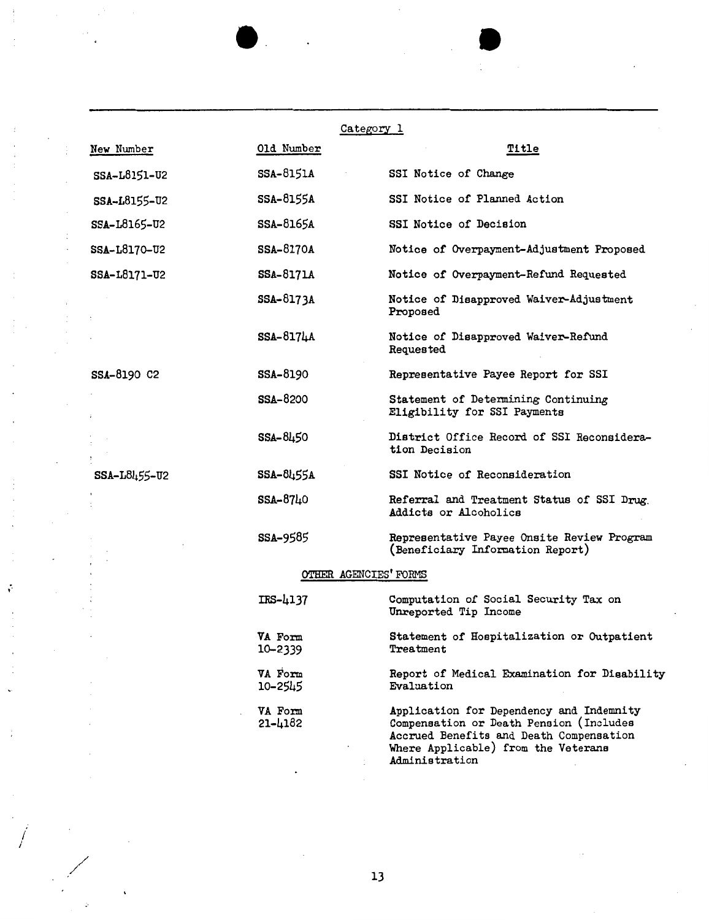Category 1

| New Number | Old Number | Title |
|---|---|---|
| SSA-L8151-U2 | SSA-8151A | SSI Notice of Change |
| SSA-L8155-U2 | SSA-8155A | SSI Notice of Planned Action |
| SSA-L8165-U2 | SSA-8165A | SSI Notice of Decision |
| SSA-L8170-U2 | SSA-8170A | Notice of Overpayment-Adjustment Proposed |
| SSA-L8171-U2 | SSA-8171A | Notice of Overpayment-Refund Requested |
| | SSA-8173A | Notice of Disapproved Waiver-Adjustment Proposed |
| | SSA-8174A | Notice of Disapproved Waiver-Refund Requested |
| SSA-8190 C2 | SSA-8190 | Representative Payee Report for SSI |
| | SSA-8200 | Statement of Determining Continuing Eligibility for SSI Payments |
| | SSA-8450 | District Office Record of SSI Reconsideration Decision |
| SSA-L8455-U2 | SSA-8455A | SSI Notice of Reconsideration |
| | SSA-8740 | Referral and Treatment Status of SSI Drug Addicts or Alcoholics |
| | SSA-9585 | Representative Payee Onsite Review Program (Beneficiary Information Report) |

OTHER AGENCIES' FORMS

| New Number | Old Number | Title |
|---|---|---|
| | IRS-4137 | Computation of Social Security Tax on Unreported Tip Income |
| | VA Form 10-2339 | Statement of Hospitalization or Outpatient Treatment |
| | VA Form 10-2545 | Report of Medical Examination for Disability Evaluation |
| | VA Form 21-4182 | Application for Dependency and Indemnity Compensation or Death Pension (Includes Accrued Benefits and Death Compensation Where Applicable) from the Veterans Administration |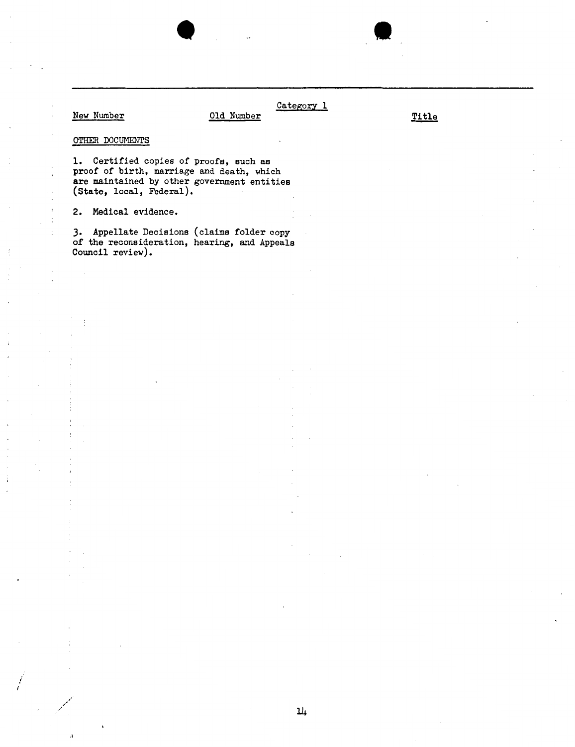Category 1

| New Number | Old Number | Title |
|---|---|---|

OTHER DOCUMENTS

1. Certified copies of proofs, such as proof of birth, marriage and death, which are maintained by other government entities (State, local, Federal).

2. Medical evidence.

3. Appellate Decisions (claims folder copy of the reconsideration, hearing, and Appeals Council review).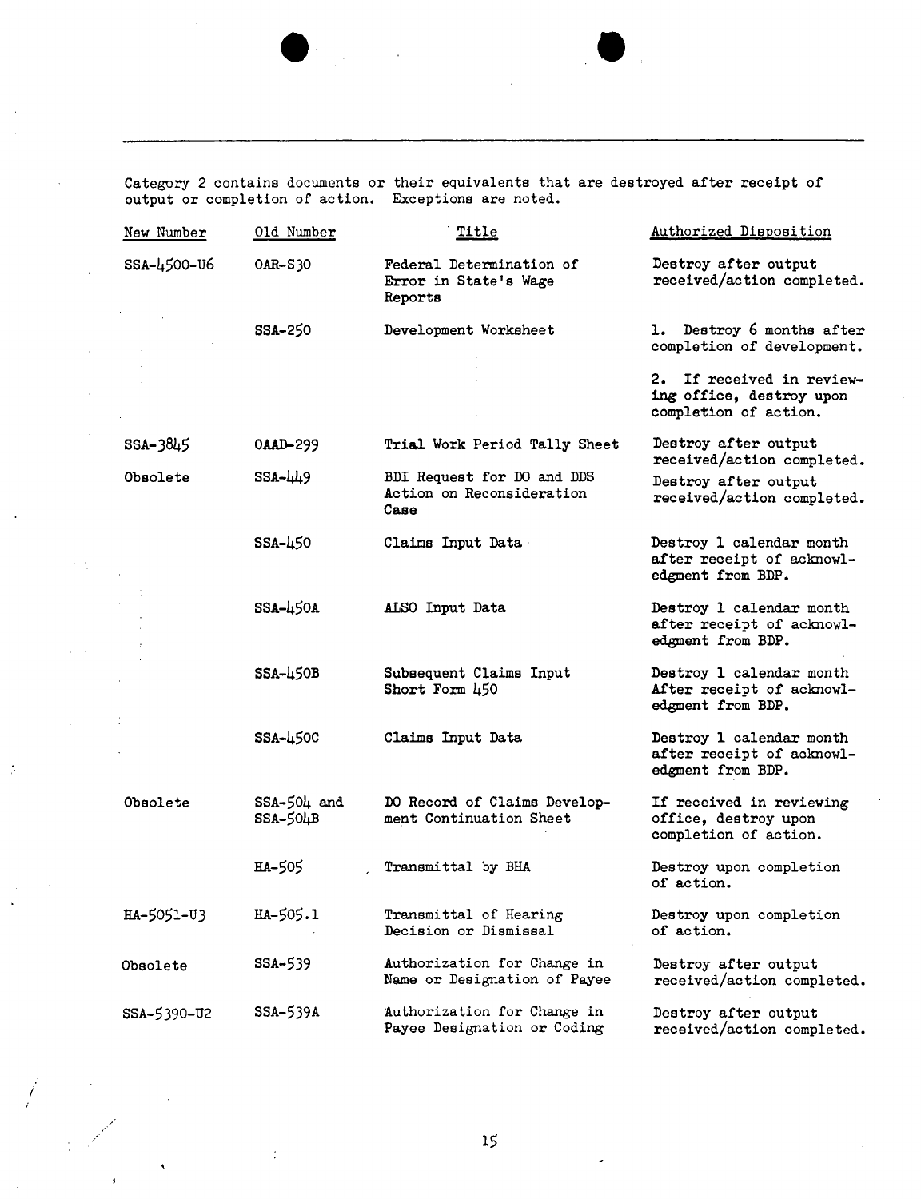Category 2 contains documents or their equivalents that are destroyed after receipt of output or completion of action. Exceptions are noted.

| New Number | Old Number | Title | Authorized Disposition |
| --- | --- | --- | --- |
| SSA-4500-U6 | OAR-S30 | Federal Determination of Error in State's Wage Reports | Destroy after output received/action completed. |
| | SSA-250 | Development Worksheet | 1. Destroy 6 months after completion of development.<br><br>2. If received in reviewing office, destroy upon completion of action. |
| SSA-3845 | OAAD-299 | Trial Work Period Tally Sheet | Destroy after output received/action completed. |
| Obsolete | SSA-449 | BDI Request for DO and DDS Action on Reconsideration Case | Destroy after output received/action completed. |
| | SSA-450 | Claims Input Data | Destroy 1 calendar month after receipt of acknowledgment from BDP. |
| | SSA-450A | ALSO Input Data | Destroy 1 calendar month after receipt of acknowledgment from BDP. |
| | SSA-450B | Subsequent Claims Input Short Form 450 | Destroy 1 calendar month After receipt of acknowledgment from BDP. |
| | SSA-450C | Claims Input Data | Destroy 1 calendar month after receipt of acknowledgment from BDP. |
| Obsolete | SSA-504 and SSA-504B | DO Record of Claims Development Continuation Sheet | If received in reviewing office, destroy upon completion of action. |
| | HA-505 | Transmittal by BHA | Destroy upon completion of action. |
| HA-5051-U3 | HA-505.1 | Transmittal of Hearing Decision or Dismissal | Destroy upon completion of action. |
| Obsolete | SSA-539 | Authorization for Change in Name or Designation of Payee | Destroy after output received/action completed. |
| SSA-5390-U2 | SSA-539A | Authorization for Change in Payee Designation or Coding | Destroy after output received/action completed. |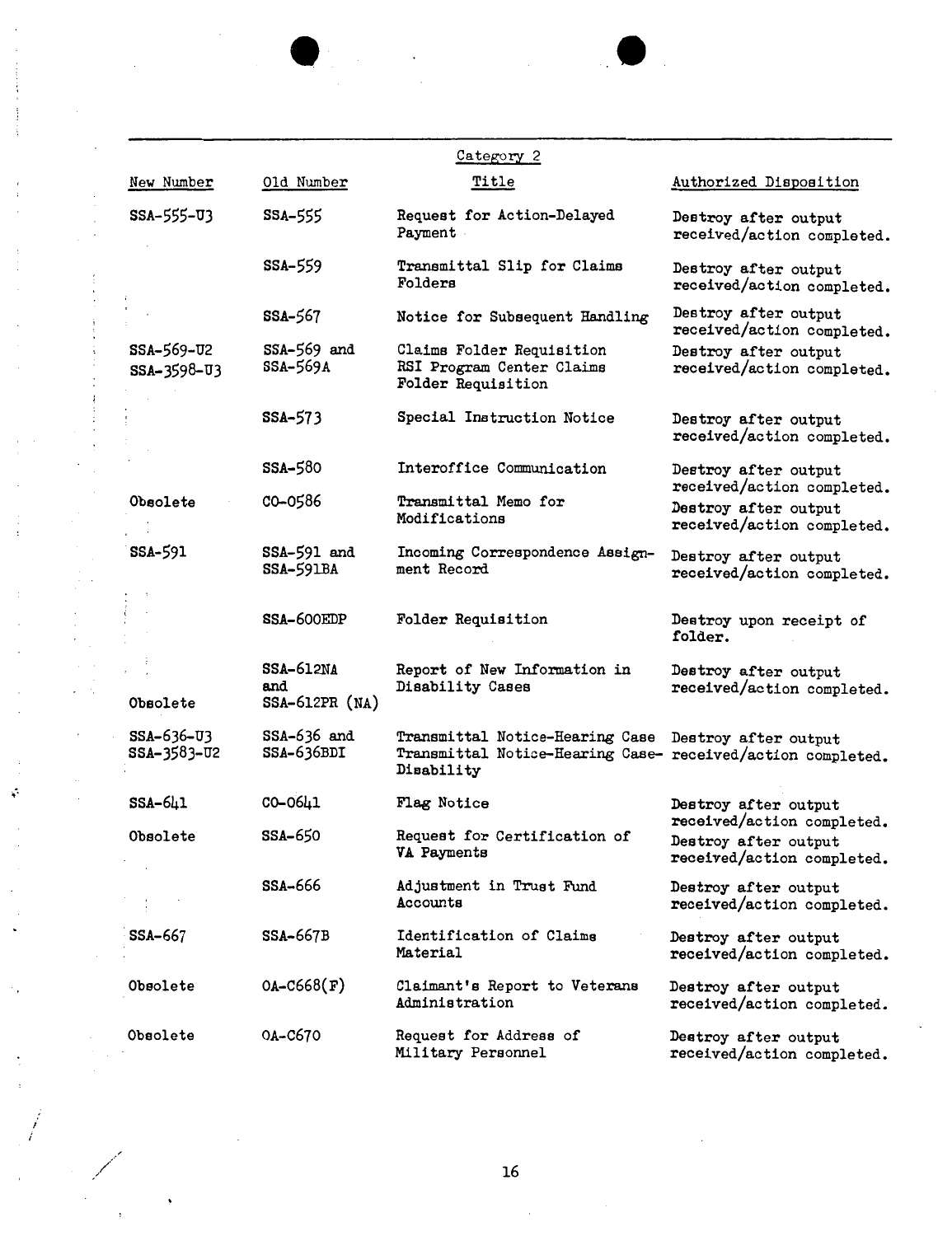Category 2

| New Number | Old Number | Title | Authorized Disposition |
|---|---|---|---|
| SSA-555-U3 | SSA-555 | Request for Action-Delayed Payment | Destroy after output received/action completed. |
| | SSA-559 | Transmittal Slip for Claims Folders | Destroy after output received/action completed. |
| | SSA-567 | Notice for Subsequent Handling | Destroy after output received/action completed. |
| SSA-569-U2 SSA-3598-U3 | SSA-569 and SSA-569A | Claims Folder Requisition RSI Program Center Claims Folder Requisition | Destroy after output received/action completed. |
| | SSA-573 | Special Instruction Notice | Destroy after output received/action completed. |
| | SSA-580 | Interoffice Communication | Destroy after output received/action completed. |
| Obsolete | CO-0586 | Transmittal Memo for Modifications | Destroy after output received/action completed. |
| SSA-591 | SSA-591 and SSA-591BA | Incoming Correspondence Assignment Record | Destroy after output received/action completed. |
| | SSA-600EDP | Folder Requisition | Destroy upon receipt of folder. |
| Obsolete | SSA-612NA and SSA-612PR (NA) | Report of New Information in Disability Cases | Destroy after output received/action completed. |
| SSA-636-U3 SSA-3583-U2 | SSA-636 and SSA-636BDI | Transmittal Notice-Hearing Case Transmittal Notice-Hearing Case-Disability | Destroy after output received/action completed. |
| SSA-641 | CO-0641 | Flag Notice | Destroy after output received/action completed. |
| Obsolete | SSA-650 | Request for Certification of VA Payments | Destroy after output received/action completed. |
| | SSA-666 | Adjustment in Trust Fund Accounts | Destroy after output received/action completed. |
| SSA-667 | SSA-667B | Identification of Claims Material | Destroy after output received/action completed. |
| Obsolete | OA-C668(F) | Claimant's Report to Veterans Administration | Destroy after output received/action completed. |
| Obsolete | OA-C670 | Request for Address of Military Personnel | Destroy after output received/action completed. |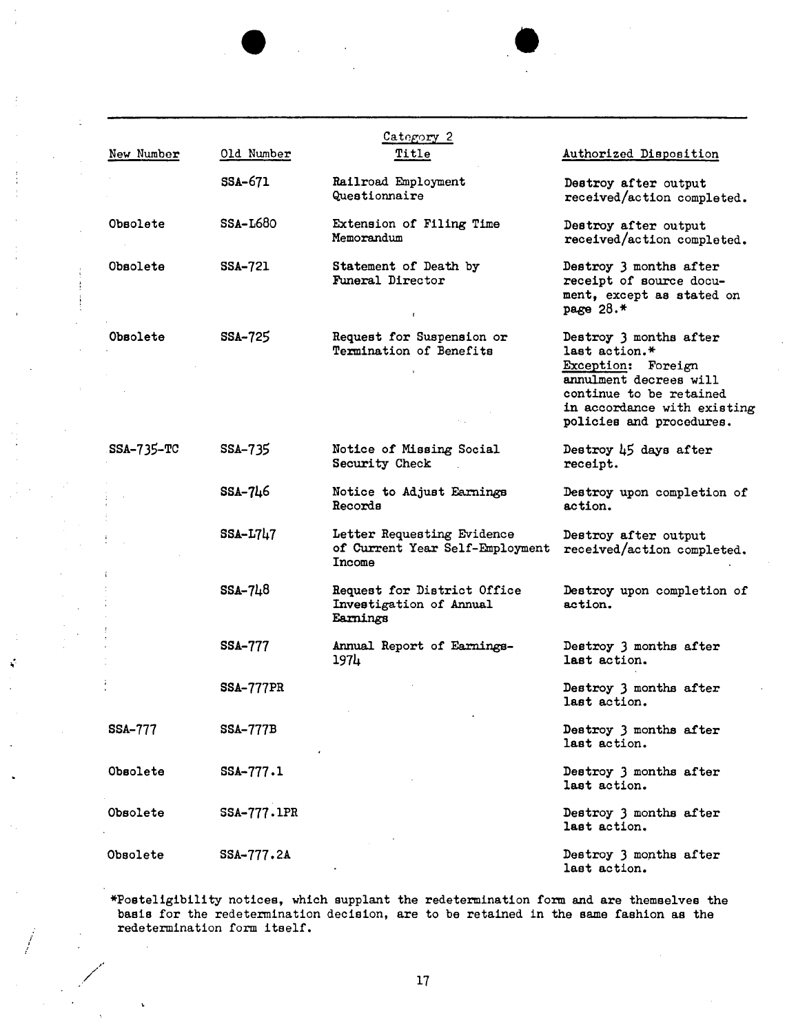| New Number | Old Number | Category 2<br>Title | Authorized Disposition |
|---|---|---|---|
| | SSA-671 | Railroad Employment Questionnaire | Destroy after output received/action completed. |
| Obsolete | SSA-L680 | Extension of Filing Time Memorandum | Destroy after output received/action completed. |
| Obsolete | SSA-721 | Statement of Death by Funeral Director | Destroy 3 months after receipt of source document, except as stated on page 28.* |
| Obsolete | SSA-725 | Request for Suspension or Termination of Benefits | Destroy 3 months after last action.* <u>Exception</u>: Foreign annulment decrees will continue to be retained in accordance with existing policies and procedures. |
| SSA-735-TC | SSA-735 | Notice of Missing Social Security Check | Destroy 45 days after receipt. |
| | SSA-746 | Notice to Adjust Earnings Records | Destroy upon completion of action. |
| | SSA-L747 | Letter Requesting Evidence of Current Year Self-Employment Income | Destroy after output received/action completed. |
| | SSA-748 | Request for District Office Investigation of Annual Earnings | Destroy upon completion of action. |
| | SSA-777 | Annual Report of Earnings-1974 | Destroy 3 months after last action. |
| | SSA-777PR | | Destroy 3 months after last action. |
| SSA-777 | SSA-777B | | Destroy 3 months after last action. |
| Obsolete | SSA-777.1 | | Destroy 3 months after last action. |
| Obsolete | SSA-777.1PR | | Destroy 3 months after last action. |
| Obsolete | SSA-777.2A | | Destroy 3 months after last action. |

*Posteligibility notices, which supplant the redetermination form and are themselves the basis for the redetermination decision, are to be retained in the same fashion as the redetermination form itself.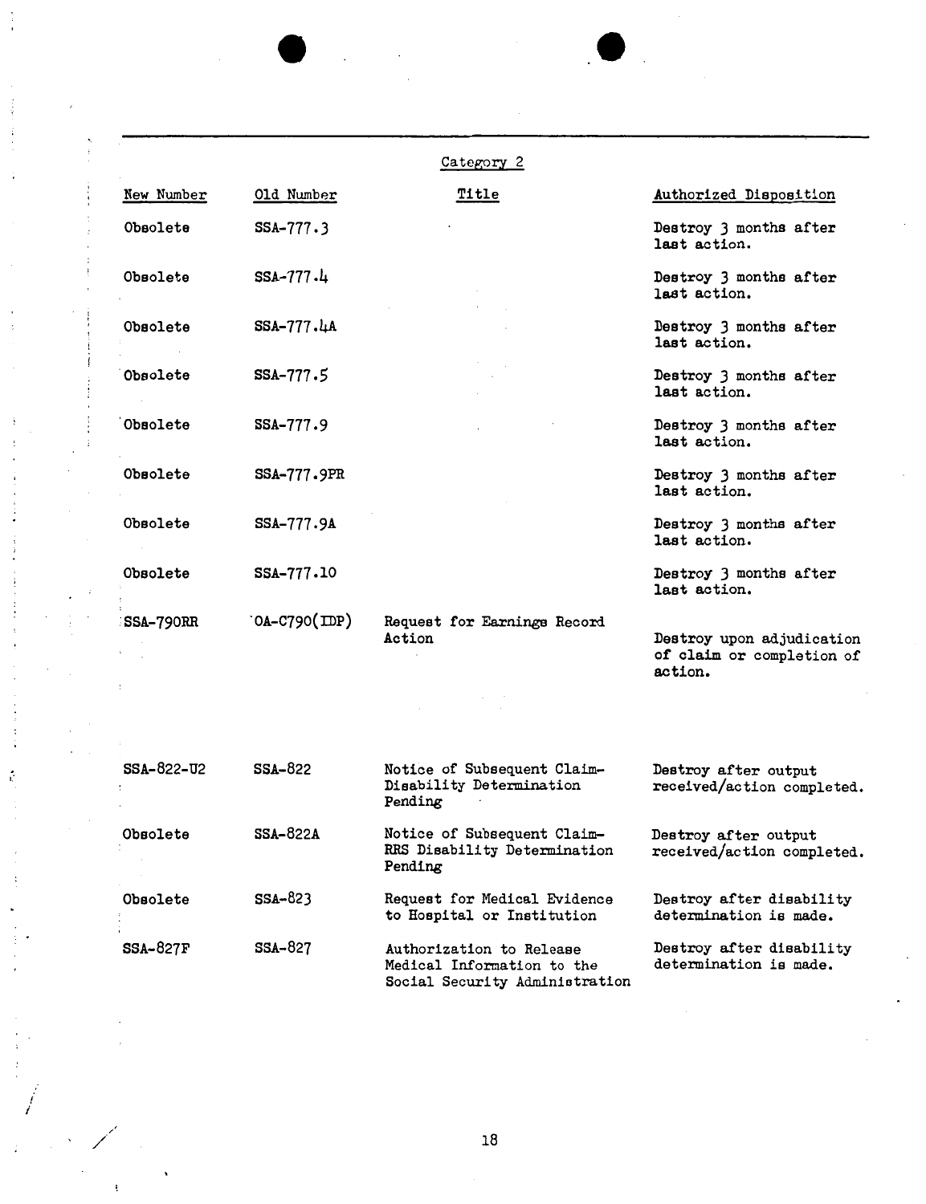Category 2

| New Number | Old Number | Title | Authorized Disposition |
|---|---|---|---|
| Obsolete | SSA-777.3 | | Destroy 3 months after last action. |
| Obsolete | SSA-777.4 | | Destroy 3 months after last action. |
| Obsolete | SSA-777.4A | | Destroy 3 months after last action. |
| Obsolete | SSA-777.5 | | Destroy 3 months after last action. |
| Obsolete | SSA-777.9 | | Destroy 3 months after last action. |
| Obsolete | SSA-777.9PR | | Destroy 3 months after last action. |
| Obsolete | SSA-777.9A | | Destroy 3 months after last action. |
| Obsolete | SSA-777.10 | | Destroy 3 months after last action. |
| SSA-790RR | OA-C790(IDP) | Request for Earnings Record Action | Destroy upon adjudication of claim or completion of action. |
| SSA-822-U2 | SSA-822 | Notice of Subsequent Claim-Disability Determination Pending | Destroy after output received/action completed. |
| Obsolete | SSA-822A | Notice of Subsequent Claim-RRS Disability Determination Pending | Destroy after output received/action completed. |
| Obsolete | SSA-823 | Request for Medical Evidence to Hospital or Institution | Destroy after disability determination is made. |
| SSA-827F | SSA-827 | Authorization to Release Medical Information to the Social Security Administration | Destroy after disability determination is made. |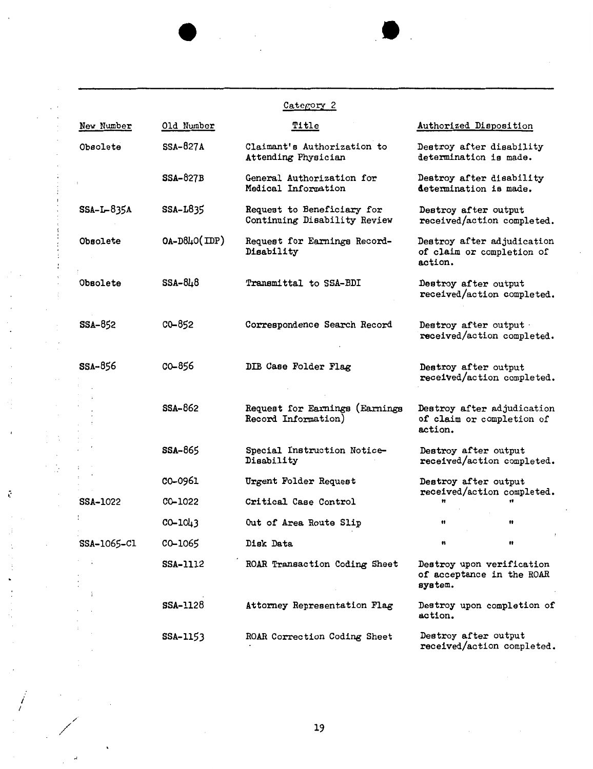Category 2

| New Number | Old Number | Title | Authorized Disposition |
|---|---|---|---|
| Obsolete | SSA-827A | Claimant's Authorization to Attending Physician | Destroy after disability determination is made. |
| | SSA-827B | General Authorization for Medical Information | Destroy after disability determination is made. |
| SSA-L-835A | SSA-L835 | Request to Beneficiary for Continuing Disability Review | Destroy after output received/action completed. |
| Obsolete | OA-D840(IDP) | Request for Earnings Record-Disability | Destroy after adjudication of claim or completion of action. |
| Obsolete | SSA-848 | Transmittal to SSA-BDI | Destroy after output received/action completed. |
| SSA-852 | CO-852 | Correspondence Search Record | Destroy after output received/action completed. |
| SSA-856 | CO-856 | DIB Case Folder Flag | Destroy after output received/action completed. |
| | SSA-862 | Request for Earnings (Earnings Record Information) | Destroy after adjudication of claim or completion of action. |
| | SSA-865 | Special Instruction Notice-Disability | Destroy after output received/action completed. |
| | CO-0961 | Urgent Folder Request | Destroy after output received/action completed. |
| SSA-1022 | CO-1022 | Critical Case Control | " " |
| | CO-1043 | Out of Area Route Slip | " " |
| SSA-1065-C1 | CO-1065 | Disk Data | " " |
| | SSA-1112 | ROAR Transaction Coding Sheet | Destroy upon verification of acceptance in the ROAR system. |
| | SSA-1128 | Attorney Representation Flag | Destroy upon completion of action. |
| | SSA-1153 | ROAR Correction Coding Sheet | Destroy after output received/action completed. |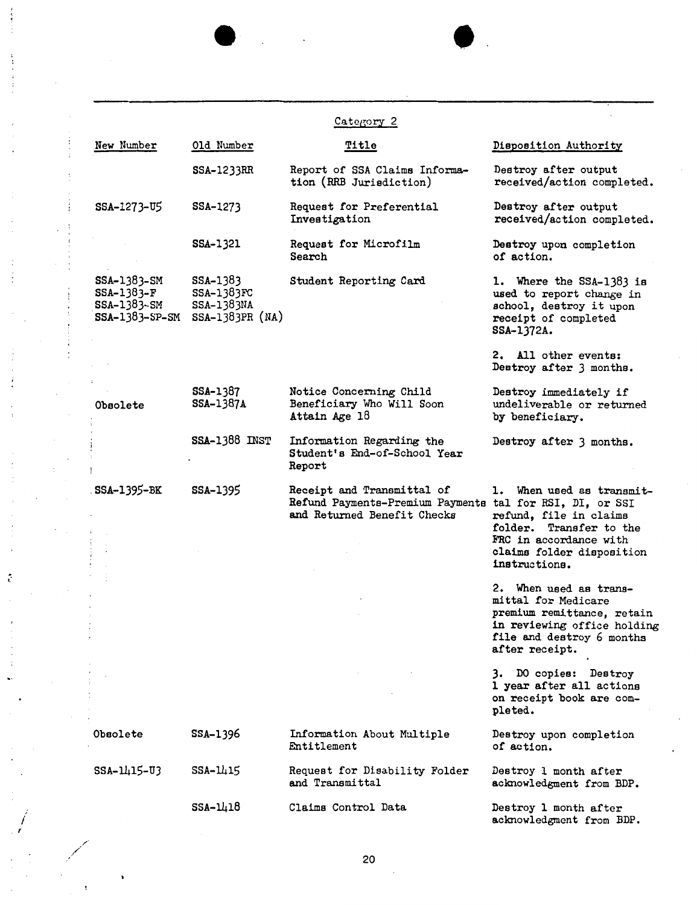Category 2

| New Number | Old Number | Title | Disposition Authority |
|---|---|---|---|
| | SSA-1233RR | Report of SSA Claims Information (RRB Jurisdiction) | Destroy after output received/action completed. |
| SSA-1273-U5 | SSA-1273 | Request for Preferential Investigation | Destroy after output received/action completed. |
| | SSA-1321 | Request for Microfilm Search | Destroy upon completion of action. |
| SSA-1383-SM<br>SSA-1383-F<br>SSA-1383-SM<br>SSA-1383-SP-SM | SSA-1383<br>SSA-1383FC<br>SSA-1383NA<br>SSA-1383PR (NA) | Student Reporting Card | 1. Where the SSA-1383 is used to report change in school, destroy it upon receipt of completed SSA-1372A.<br><br>2. All other events: Destroy after 3 months. |
| Obsolete | SSA-1387<br>SSA-1387A | Notice Concerning Child Beneficiary Who Will Soon Attain Age 18 | Destroy immediately if undeliverable or returned by beneficiary. |
| | SSA-1388 INST | Information Regarding the Student's End-of-School Year Report | Destroy after 3 months. |
| SSA-1395-BK | SSA-1395 | Receipt and Transmittal of Refund Payments-Premium Payments and Returned Benefit Checks | 1. When used as transmittal for RSI, DI, or SSI refund, file in claims folder. Transfer to the FRC in accordance with claims folder disposition instructions.<br><br>2. When used as transmittal for Medicare premium remittance, retain in reviewing office holding file and destroy 6 months after receipt.<br><br>3. DO copies: Destroy 1 year after all actions on receipt book are completed. |
| Obsolete | SSA-1396 | Information About Multiple Entitlement | Destroy upon completion of action. |
| SSA-1415-U3 | SSA-1415 | Request for Disability Folder and Transmittal | Destroy 1 month after acknowledgment from BDP. |
| | SSA-1418 | Claims Control Data | Destroy 1 month after acknowledgment from BDP. |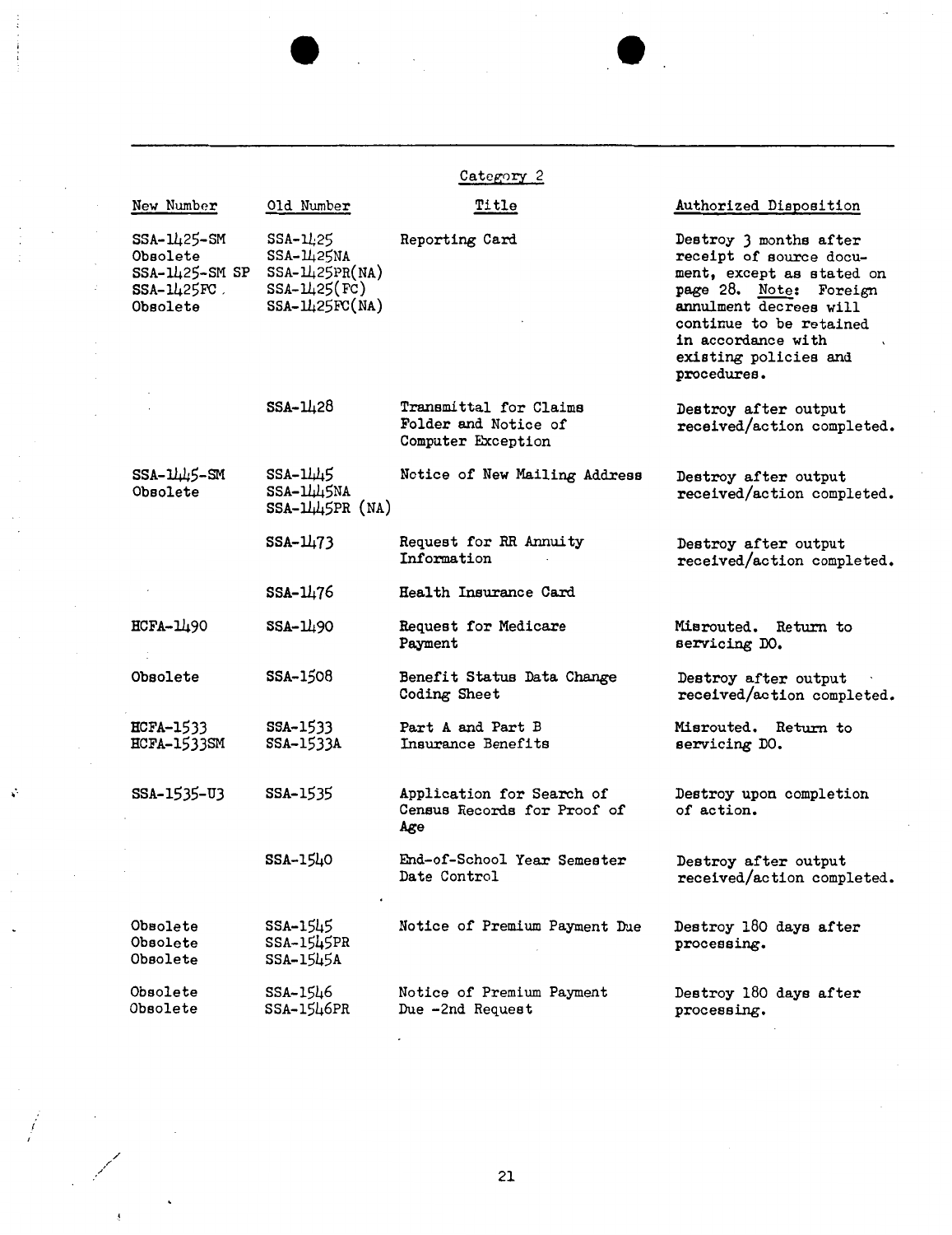Category 2

| New Number | Old Number | Title | Authorized Disposition |
|---|---|---|---|
| SSA-1425-SM<br>Obsolete<br>SSA-1425-SM SP<br>SSA-1425FC<br>Obsolete | SSA-1425<br>SSA-1425NA<br>SSA-1425PR(NA)<br>SSA-1425(FC)<br>SSA-1425FC(NA) | Reporting Card | Destroy 3 months after receipt of source document, except as stated on page 28. Note: Foreign annulment decrees will continue to be retained in accordance with existing policies and procedures. |
| | SSA-1428 | Transmittal for Claims Folder and Notice of Computer Exception | Destroy after output received/action completed. |
| SSA-1445-SM<br>Obsolete | SSA-1445<br>SSA-1445NA<br>SSA-1445PR (NA) | Notice of New Mailing Address | Destroy after output received/action completed. |
| | SSA-1473 | Request for RR Annuity Information | Destroy after output received/action completed. |
| | SSA-1476 | Health Insurance Card | |
| HCFA-1490 | SSA-1490 | Request for Medicare Payment | Misrouted. Return to servicing DO. |
| Obsolete | SSA-1508 | Benefit Status Data Change Coding Sheet | Destroy after output received/action completed. |
| HCFA-1533<br>HCFA-1533SM | SSA-1533<br>SSA-1533A | Part A and Part B Insurance Benefits | Misrouted. Return to servicing DO. |
| SSA-1535-U3 | SSA-1535 | Application for Search of Census Records for Proof of Age | Destroy upon completion of action. |
| | SSA-1540 | End-of-School Year Semester Date Control | Destroy after output received/action completed. |
| Obsolete<br>Obsolete<br>Obsolete | SSA-1545<br>SSA-1545PR<br>SSA-1545A | Notice of Premium Payment Due | Destroy 180 days after processing. |
| Obsolete<br>Obsolete | SSA-1546<br>SSA-1546PR | Notice of Premium Payment Due -2nd Request | Destroy 180 days after processing. |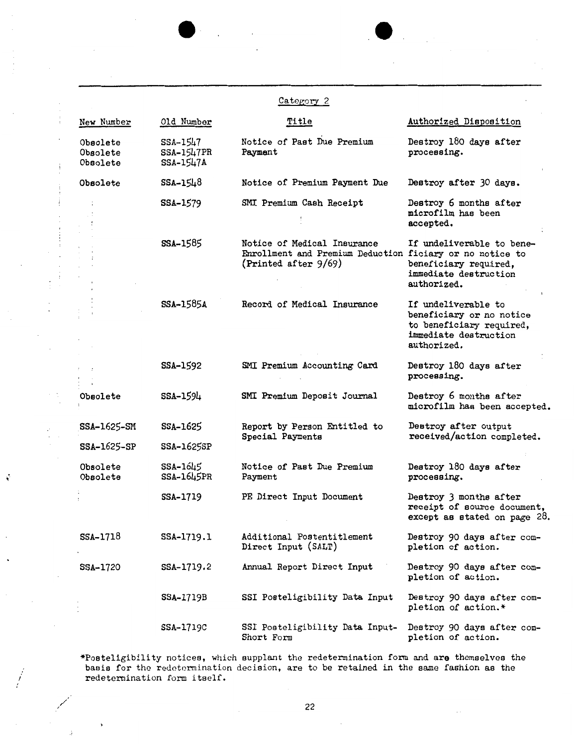Category 2

| New Number | Old Number | Title | Authorized Disposition |
|---|---|---|---|
| Obsolete<br>Obsolete<br>Obsolete | SSA-1547<br>SSA-1547PR<br>SSA-1547A | Notice of Past Due Premium Payment | Destroy 180 days after processing. |
| Obsolete | SSA-1548 | Notice of Premium Payment Due | Destroy after 30 days. |
| | SSA-1579 | SMI Premium Cash Receipt | Destroy 6 months after microfilm has been accepted. |
| | SSA-1585 | Notice of Medical Insurance Enrollment and Premium Deduction (Printed after 9/69) | If undeliverable to beneficiary or no notice to beneficiary required, immediate destruction authorized. |
| | SSA-1585A | Record of Medical Insurance | If undeliverable to beneficiary or no notice to beneficiary required, immediate destruction authorized. |
| | SSA-1592 | SMI Premium Accounting Card | Destroy 180 days after processing. |
| Obsolete | SSA-1594 | SMI Premium Deposit Journal | Destroy 6 months after microfilm has been accepted. |
| SSA-1625-SM<br>SSA-1625-SP | SSA-1625<br>SSA-1625SP | Report by Person Entitled to Special Payments | Destroy after output received/action completed. |
| Obsolete<br>Obsolete | SSA-1645<br>SSA-1645PR | Notice of Past Due Premium Payment | Destroy 180 days after processing. |
| | SSA-1719 | PE Direct Input Document | Destroy 3 months after receipt of source document, except as stated on page 28. |
| SSA-1718 | SSA-1719.1 | Additional Postentitlement Direct Input (SALT) | Destroy 90 days after completion of action. |
| SSA-1720 | SSA-1719.2 | Annual Report Direct Input | Destroy 90 days after completion of action. |
| | SSA-1719B | SSI Posteligibility Data Input | Destroy 90 days after completion of action.* |
| | SSA-1719C | SSI Posteligibility Data Input-Short Form | Destroy 90 days after completion of action. |

*Posteligibility notices, which supplant the redetermination form and are themselves the basis for the redetermination decision, are to be retained in the same fashion as the redetermination form itself.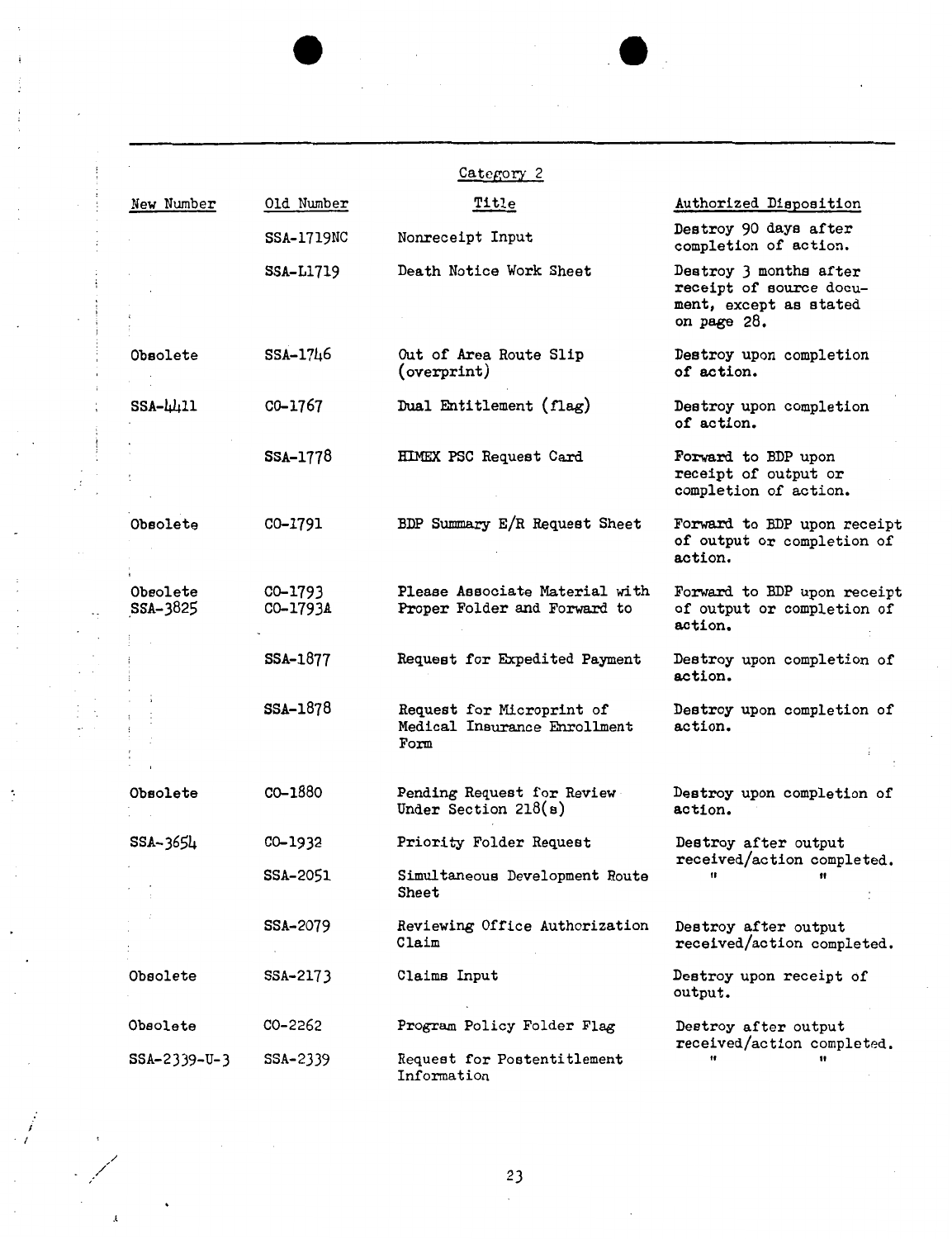Category 2

| New Number | Old Number | Title | Authorized Disposition |
|---|---|---|---|
| | SSA-1719NC | Nonreceipt Input | Destroy 90 days after completion of action. |
| | SSA-L1719 | Death Notice Work Sheet | Destroy 3 months after receipt of source document, except as stated on page 28. |
| Obsolete | SSA-1746 | Out of Area Route Slip (overprint) | Destroy upon completion of action. |
| SSA-4411 | CO-1767 | Dual Entitlement (flag) | Destroy upon completion of action. |
| | SSA-1778 | HIMEX PSC Request Card | Forward to BDP upon receipt of output or completion of action. |
| Obsolete | CO-1791 | BDP Summary E/R Request Sheet | Forward to BDP upon receipt of output or completion of action. |
| Obsolete SSA-3825 | CO-1793 CO-1793A | Please Associate Material with Proper Folder and Forward to | Forward to BDP upon receipt of output or completion of action. |
| | SSA-1877 | Request for Expedited Payment | Destroy upon completion of action. |
| | SSA-1878 | Request for Microprint of Medical Insurance Enrollment Form | Destroy upon completion of action. |
| Obsolete | CO-1880 | Pending Request for Review Under Section 218(s) | Destroy upon completion of action. |
| SSA-3654 | CO-1932 | Priority Folder Request | Destroy after output received/action completed. |
| | SSA-2051 | Simultaneous Development Route Sheet | " " |
| | SSA-2079 | Reviewing Office Authorization Claim | Destroy after output received/action completed. |
| Obsolete | SSA-2173 | Claims Input | Destroy upon receipt of output. |
| Obsolete | CO-2262 | Program Policy Folder Flag | Destroy after output received/action completed. |
| SSA-2339-U-3 | SSA-2339 | Request for Postentitlement Information | " " |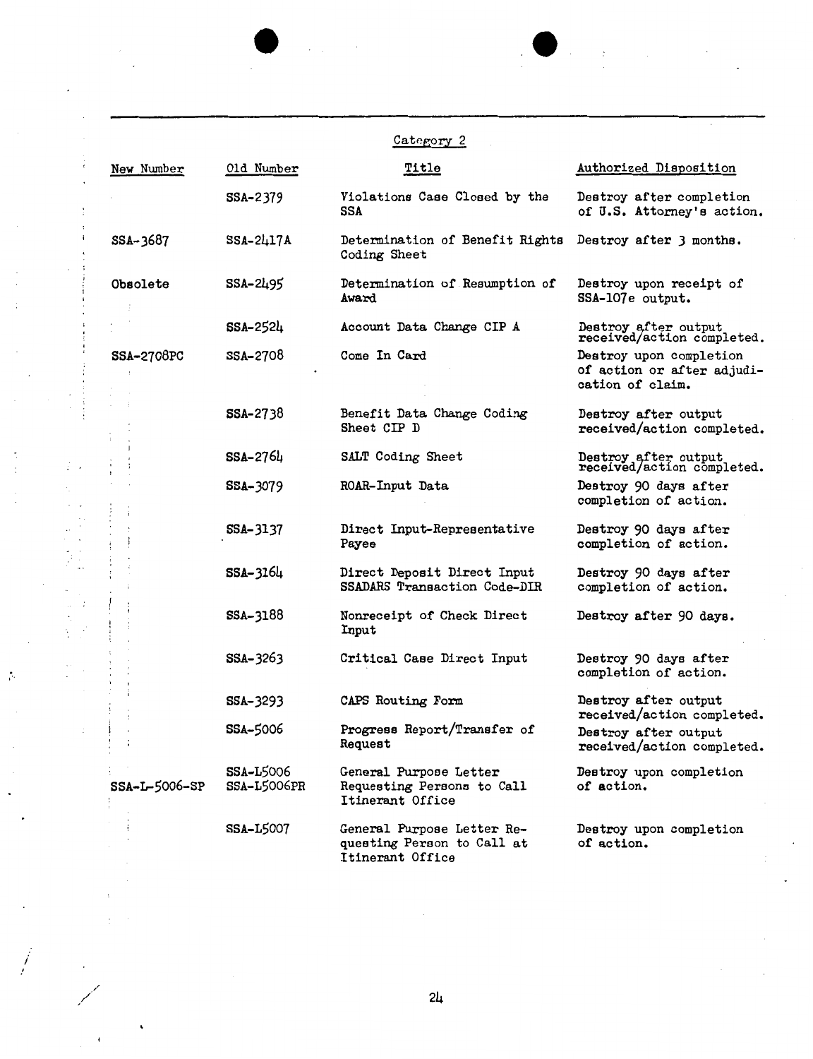Category 2

| New Number | Old Number | Title | Authorized Disposition |
|---|---|---|---|
| | SSA-2379 | Violations Case Closed by the SSA | Destroy after completion of U.S. Attorney's action. |
| SSA-3687 | SSA-2417A | Determination of Benefit Rights Coding Sheet | Destroy after 3 months. |
| Obsolete | SSA-2495 | Determination of Resumption of Award | Destroy upon receipt of SSA-107e output. |
| | SSA-2524 | Account Data Change CIP A | Destroy after output received/action completed. |
| SSA-2708PC | SSA-2708 | Come In Card | Destroy upon completion of action or after adjudication of claim. |
| | SSA-2738 | Benefit Data Change Coding Sheet CIP D | Destroy after output received/action completed. |
| | SSA-2764 | SALT Coding Sheet | Destroy after output received/action completed. |
| | SSA-3079 | ROAR-Input Data | Destroy 90 days after completion of action. |
| | SSA-3137 | Direct Input-Representative Payee | Destroy 90 days after completion of action. |
| | SSA-3164 | Direct Deposit Direct Input SSADARS Transaction Code-DIR | Destroy 90 days after completion of action. |
| | SSA-3188 | Nonreceipt of Check Direct Input | Destroy after 90 days. |
| | SSA-3263 | Critical Case Direct Input | Destroy 90 days after completion of action. |
| | SSA-3293 | CAPS Routing Form | Destroy after output received/action completed. |
| | SSA-5006 | Progress Report/Transfer of Request | Destroy after output received/action completed. |
| SSA-L-5006-SP | SSA-L5006 SSA-L5006PR | General Purpose Letter Requesting Persons to Call Itinerant Office | Destroy upon completion of action. |
| | SSA-L5007 | General Purpose Letter Requesting Person to Call at Itinerant Office | Destroy upon completion of action. |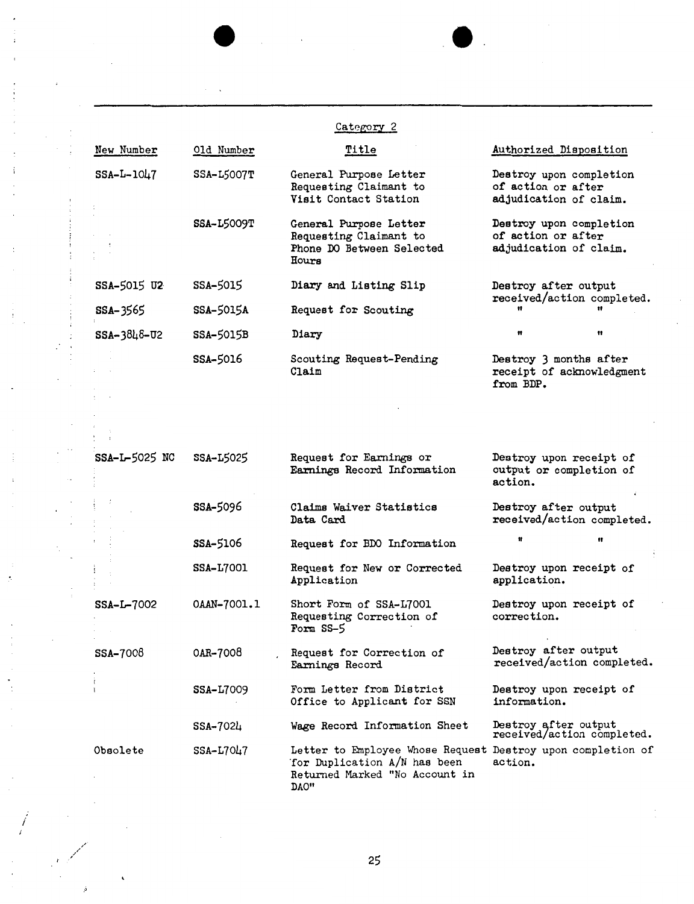Category 2

| New Number | Old Number | Title | Authorized Disposition |
|---|---|---|---|
| SSA-L-1047 | SSA-L5007T | General Purpose Letter Requesting Claimant to Visit Contact Station | Destroy upon completion of action or after adjudication of claim. |
| | SSA-L5009T | General Purpose Letter Requesting Claimant to Phone DO Between Selected Hours | Destroy upon completion of action or after adjudication of claim. |
| SSA-5015 U2 | SSA-5015 | Diary and Listing Slip | Destroy after output received/action completed. |
| SSA-3565 | SSA-5015A | Request for Scouting | " " |
| SSA-3848-U2 | SSA-5015B | Diary | " " |
| | SSA-5016 | Scouting Request-Pending Claim | Destroy 3 months after receipt of acknowledgment from BDP. |
| SSA-L-5025 NC | SSA-L5025 | Request for Earnings or Earnings Record Information | Destroy upon receipt of output or completion of action. |
| | SSA-5096 | Claims Waiver Statistics Data Card | Destroy after output received/action completed. |
| | SSA-5106 | Request for BDO Information | " " |
| | SSA-L7001 | Request for New or Corrected Application | Destroy upon receipt of application. |
| SSA-L-7002 | OAAN-7001.1 | Short Form of SSA-L7001 Requesting Correction of Form SS-5 | Destroy upon receipt of correction. |
| SSA-7008 | OAR-7008 | Request for Correction of Earnings Record | Destroy after output received/action completed. |
| | SSA-L7009 | Form Letter from District Office to Applicant for SSN | Destroy upon receipt of information. |
| | SSA-7024 | Wage Record Information Sheet | Destroy after output received/action completed. |
| Obsolete | SSA-L7047 | Letter to Employee Whose Request for Duplication A/N has been Returned Marked "No Account in DAO" | Destroy upon completion of action. |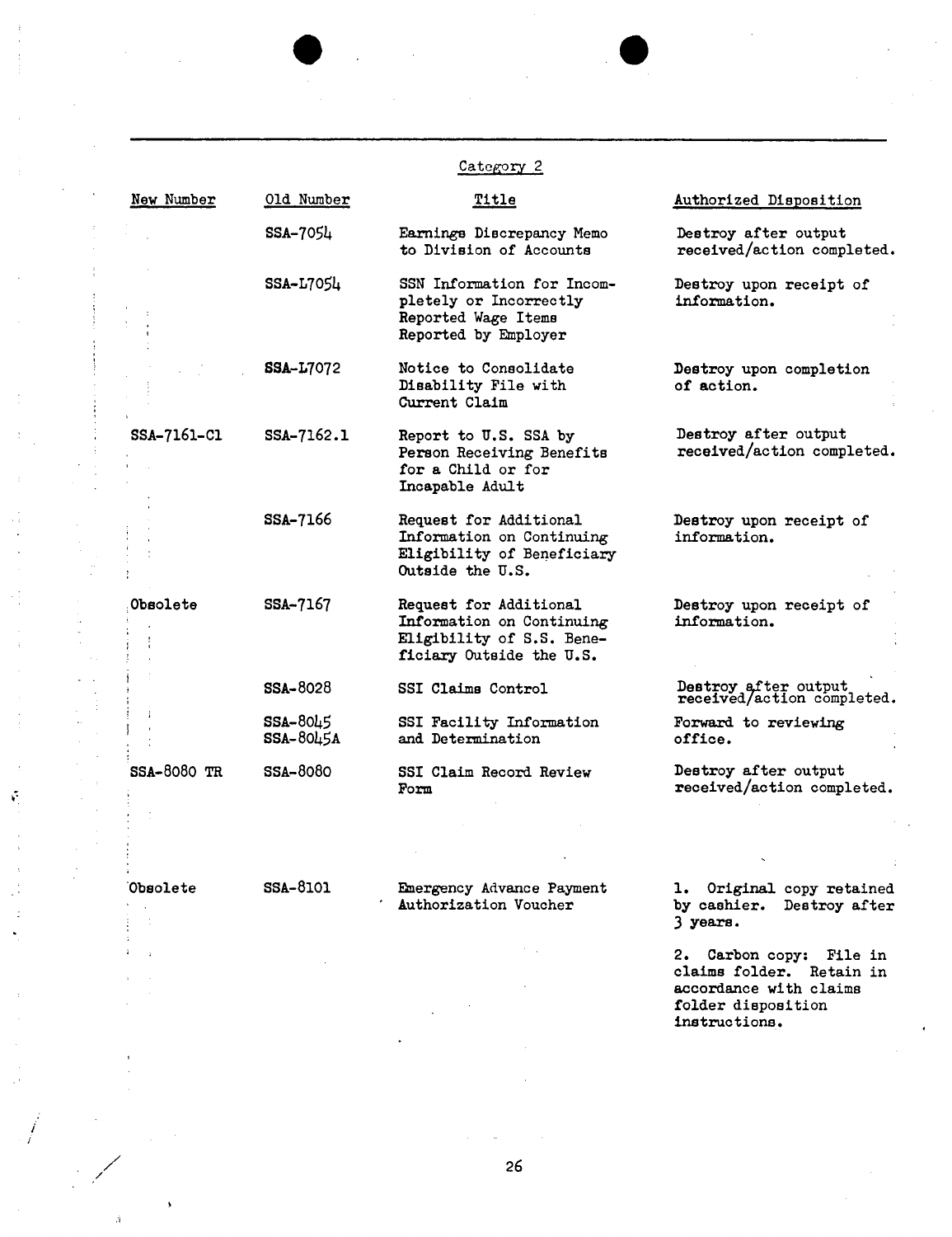Category 2

| New Number | Old Number | Title | Authorized Disposition |
|---|---|---|---|
| | SSA-7054 | Earnings Discrepancy Memo to Division of Accounts | Destroy after output received/action completed. |
| | SSA-L7054 | SSN Information for Incompletely or Incorrectly Reported Wage Items Reported by Employer | Destroy upon receipt of information. |
| | SSA-L7072 | Notice to Consolidate Disability File with Current Claim | Destroy upon completion of action. |
| SSA-7161-C1 | SSA-7162.1 | Report to U.S. SSA by Person Receiving Benefits for a Child or for Incapable Adult | Destroy after output received/action completed. |
| | SSA-7166 | Request for Additional Information on Continuing Eligibility of Beneficiary Outside the U.S. | Destroy upon receipt of information. |
| Obsolete | SSA-7167 | Request for Additional Information on Continuing Eligibility of S.S. Beneficiary Outside the U.S. | Destroy upon receipt of information. |
| | SSA-8028 | SSI Claims Control | Destroy after output received/action completed. |
| | SSA-8045<br>SSA-8045A | SSI Facility Information and Determination | Forward to reviewing office. |
| SSA-8080 TR | SSA-8080 | SSI Claim Record Review Form | Destroy after output received/action completed. |
| Obsolete | SSA-8101 | Emergency Advance Payment Authorization Voucher | 1. Original copy retained by cashier. Destroy after 3 years.<br><br>2. Carbon copy: File in claims folder. Retain in accordance with claims folder disposition instructions. |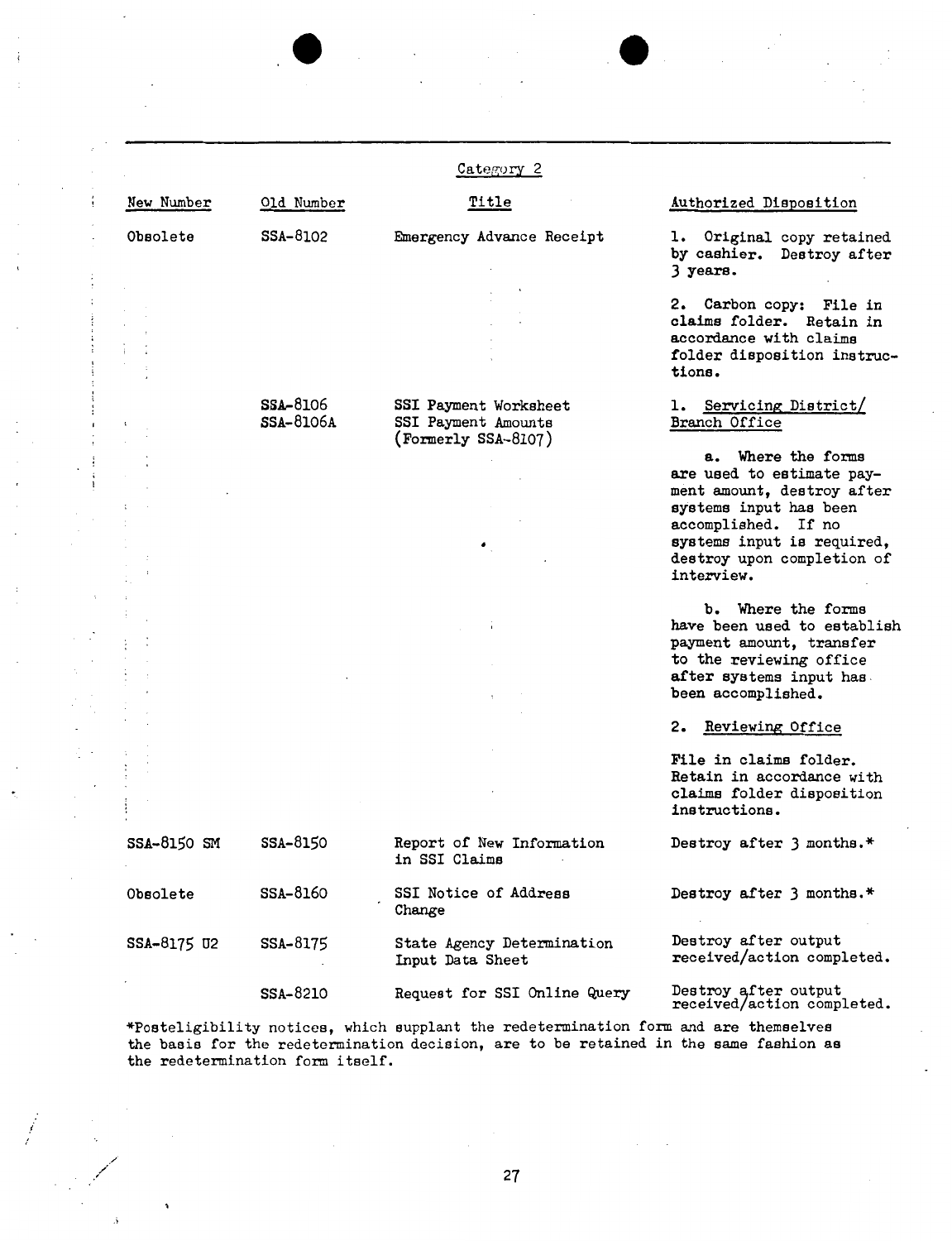## Category 2

| New Number | Old Number | Title | Authorized Disposition |
|---|---|---|---|
| Obsolete | SSA-8102 | Emergency Advance Receipt | 1. Original copy retained by cashier. Destroy after 3 years.<br><br>2. Carbon copy: File in claims folder. Retain in accordance with claims folder disposition instructions. |
| | SSA-8106<br>SSA-8106A | SSI Payment Worksheet<br>SSI Payment Amounts (Formerly SSA-8107) | 1. Servicing District/ Branch Office<br><br>a. Where the forms are used to estimate payment amount, destroy after systems input has been accomplished. If no systems input is required, destroy upon completion of interview.<br><br>b. Where the forms have been used to establish payment amount, transfer to the reviewing office after systems input has been accomplished.<br><br>2. Reviewing Office<br><br>File in claims folder. Retain in accordance with claims folder disposition instructions. |
| SSA-8150 SM | SSA-8150 | Report of New Information in SSI Claims | Destroy after 3 months.* |
| Obsolete | SSA-8160 | SSI Notice of Address Change | Destroy after 3 months.* |
| SSA-8175 U2 | SSA-8175 | State Agency Determination Input Data Sheet | Destroy after output received/action completed. |
| | SSA-8210 | Request for SSI Online Query | Destroy after output received/action completed. |

*Posteligibility notices, which supplant the redetermination form and are themselves the basis for the redetermination decision, are to be retained in the same fashion as the redetermination form itself.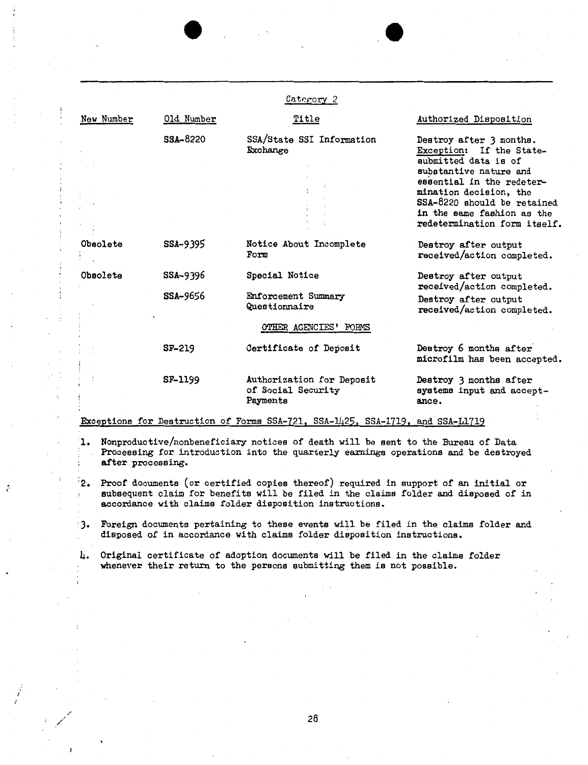Category 2

| New Number | Old Number | Title | Authorized Disposition |
|---|---|---|---|
| | SSA-8220 | SSA/State SSI Information Exchange | Destroy after 3 months. Exception: If the State-submitted data is of substantive nature and essential in the redetermination decision, the SSA-8220 should be retained in the same fashion as the redetermination form itself. |
| Obsolete | SSA-9395 | Notice About Incomplete Form | Destroy after output received/action completed. |
| Obsolete | SSA-9396 | Special Notice | Destroy after output received/action completed. |
| | SSA-9656 | Enforcement Summary Questionnaire | Destroy after output received/action completed. |
| | | OTHER AGENCIES' FORMS | |
| | SF-219 | Certificate of Deposit | Destroy 6 months after microfilm has been accepted. |
| | SF-1199 | Authorization for Deposit of Social Security Payments | Destroy 3 months after systems input and acceptance. |

Exceptions for Destruction of Forms SSA-721, SSA-1425, SSA-1719, and SSA-L1719

1. Nonproductive/nonbeneficiary notices of death will be sent to the Bureau of Data Processing for introduction into the quarterly earnings operations and be destroyed after processing.

2. Proof documents (or certified copies thereof) required in support of an initial or subsequent claim for benefits will be filed in the claims folder and disposed of in accordance with claims folder disposition instructions.

3. Foreign documents pertaining to these events will be filed in the claims folder and disposed of in accordance with claims folder disposition instructions.

4. Original certificate of adoption documents will be filed in the claims folder whenever their return to the persons submitting them is not possible.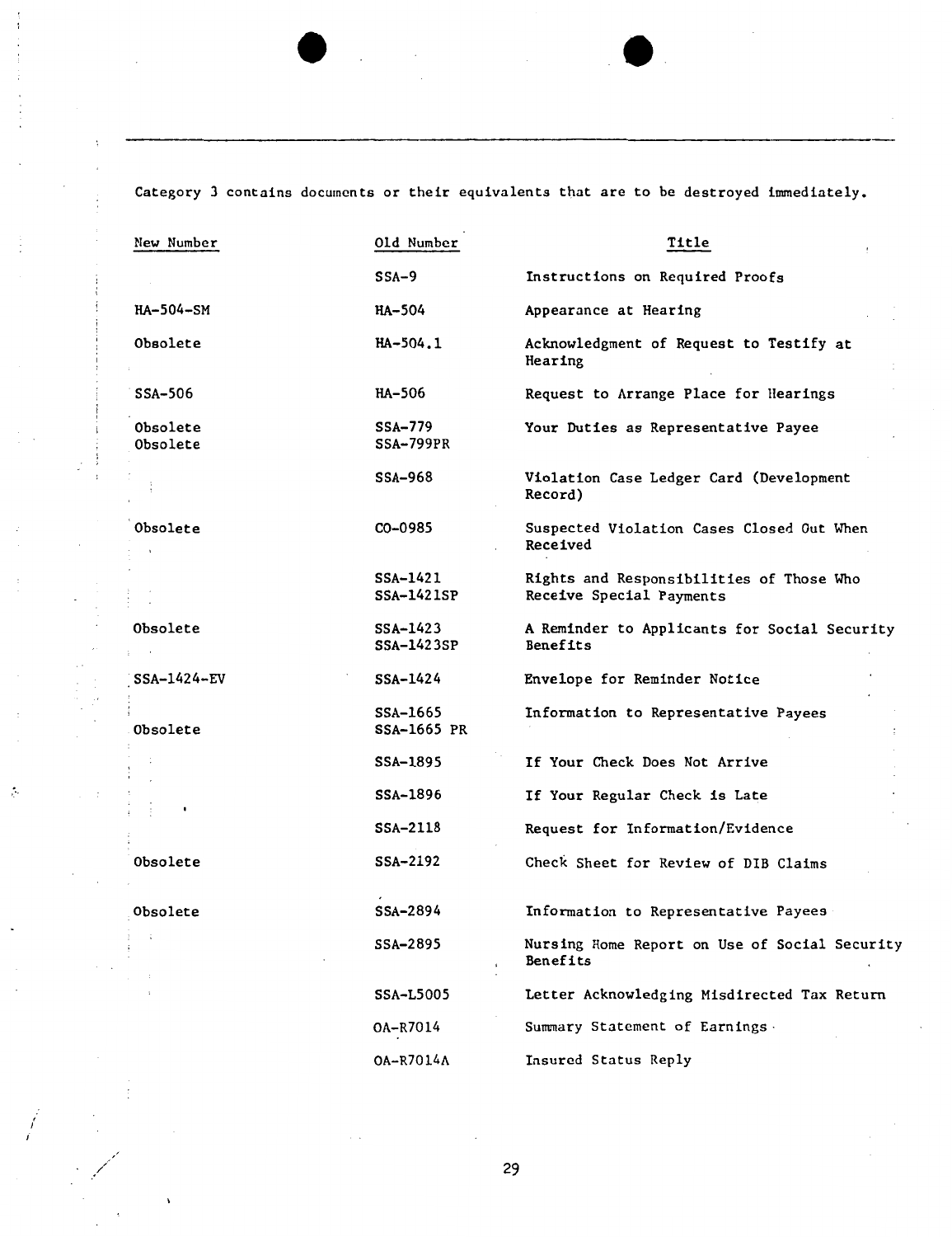Category 3 contains documents or their equivalents that are to be destroyed immediately.

| New Number | Old Number | Title |
|---|---|---|
| | SSA-9 | Instructions on Required Proofs |
| HA-504-SM | HA-504 | Appearance at Hearing |
| Obsolete | HA-504.1 | Acknowledgment of Request to Testify at Hearing |
| SSA-506 | HA-506 | Request to Arrange Place for Hearings |
| Obsolete<br>Obsolete | SSA-779<br>SSA-799PR | Your Duties as Representative Payee |
| | SSA-968 | Violation Case Ledger Card (Development Record) |
| Obsolete | CO-0985 | Suspected Violation Cases Closed Out When Received |
| | SSA-1421<br>SSA-1421SP | Rights and Responsibilities of Those Who Receive Special Payments |
| Obsolete | SSA-1423<br>SSA-1423SP | A Reminder to Applicants for Social Security Benefits |
| SSA-1424-EV | SSA-1424 | Envelope for Reminder Notice |
| <br>Obsolete | SSA-1665<br>SSA-1665 PR | Information to Representative Payees |
| | SSA-1895 | If Your Check Does Not Arrive |
| | SSA-1896 | If Your Regular Check is Late |
| | SSA-2118 | Request for Information/Evidence |
| Obsolete | SSA-2192 | Check Sheet for Review of DIB Claims |
| Obsolete | SSA-2894 | Information to Representative Payees |
| | SSA-2895 | Nursing Home Report on Use of Social Security Benefits |
| | SSA-L5005 | Letter Acknowledging Misdirected Tax Return |
| | OA-R7014 | Summary Statement of Earnings |
| | OA-R7014A | Insured Status Reply |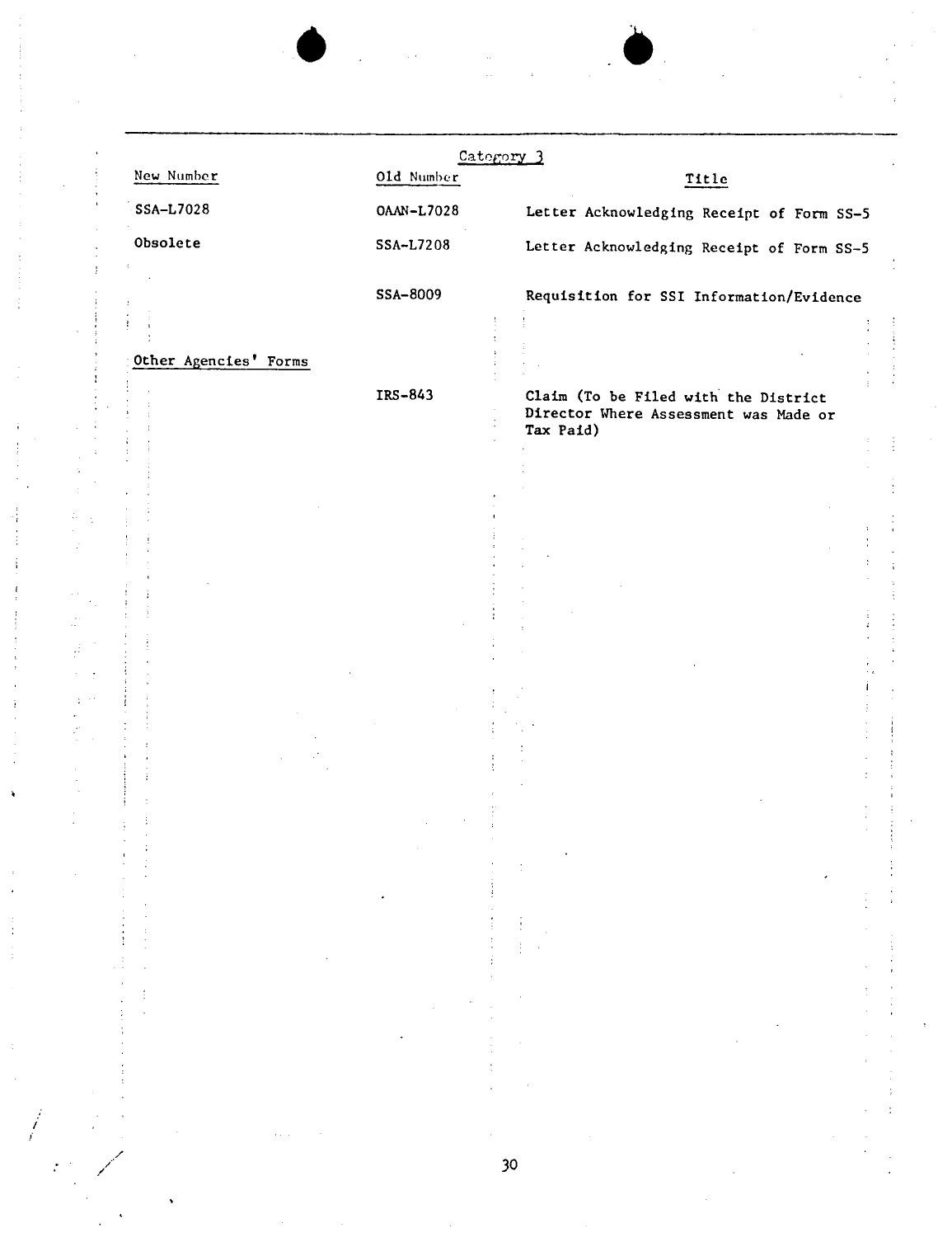## Category 3

| New Number | Old Number | Title |
|---|---|---|
| SSA-L7028 | OAAN-L7028 | Letter Acknowledging Receipt of Form SS-5 |
| Obsolete | SSA-L7208 | Letter Acknowledging Receipt of Form SS-5 |
| | SSA-8009 | Requisition for SSI Information/Evidence |

**Other Agencies' Forms**

| | | |
|---|---|---|
| | IRS-843 | Claim (To be Filed with the District Director Where Assessment was Made or Tax Paid) |